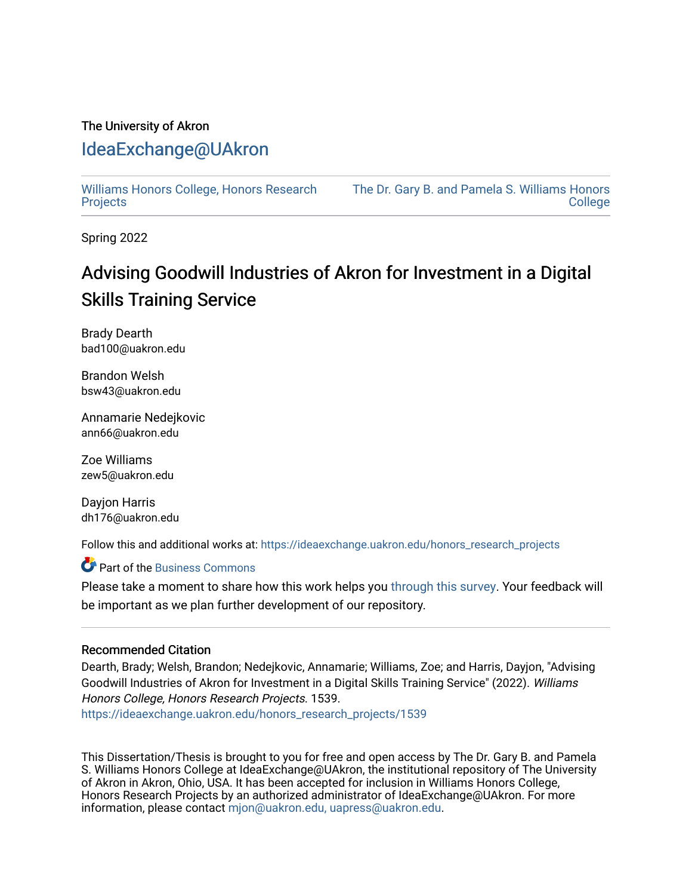The University of Akron

# IdeaExchange@UAkron

Williams Honors College, Honors Research Projects

The Dr. Gary B. and Pamela S. Williams Honors College

Spring 2022

## Advising Goodwill Industries of Akron for Investment in a Digital Skills Training Service

Brady Dearth
bad100@uakron.edu

Brandon Welsh
bsw43@uakron.edu

Annamarie Nedejkovic
ann66@uakron.edu

Zoe Williams
zew5@uakron.edu

Dayjon Harris
dh176@uakron.edu

Follow this and additional works at: https://ideaexchange.uakron.edu/honors_research_projects

Part of the Business Commons

Please take a moment to share how this work helps you through this survey. Your feedback will be important as we plan further development of our repository.

---

### Recommended Citation

Dearth, Brady; Welsh, Brandon; Nedejkovic, Annamarie; Williams, Zoe; and Harris, Dayjon, "Advising Goodwill Industries of Akron for Investment in a Digital Skills Training Service" (2022). *Williams Honors College, Honors Research Projects*. 1539.
https://ideaexchange.uakron.edu/honors_research_projects/1539

This Dissertation/Thesis is brought to you for free and open access by The Dr. Gary B. and Pamela S. Williams Honors College at IdeaExchange@UAkron, the institutional repository of The University of Akron in Akron, Ohio, USA. It has been accepted for inclusion in Williams Honors College, Honors Research Projects by an authorized administrator of IdeaExchange@UAkron. For more information, please contact mjon@uakron.edu, uapress@uakron.edu.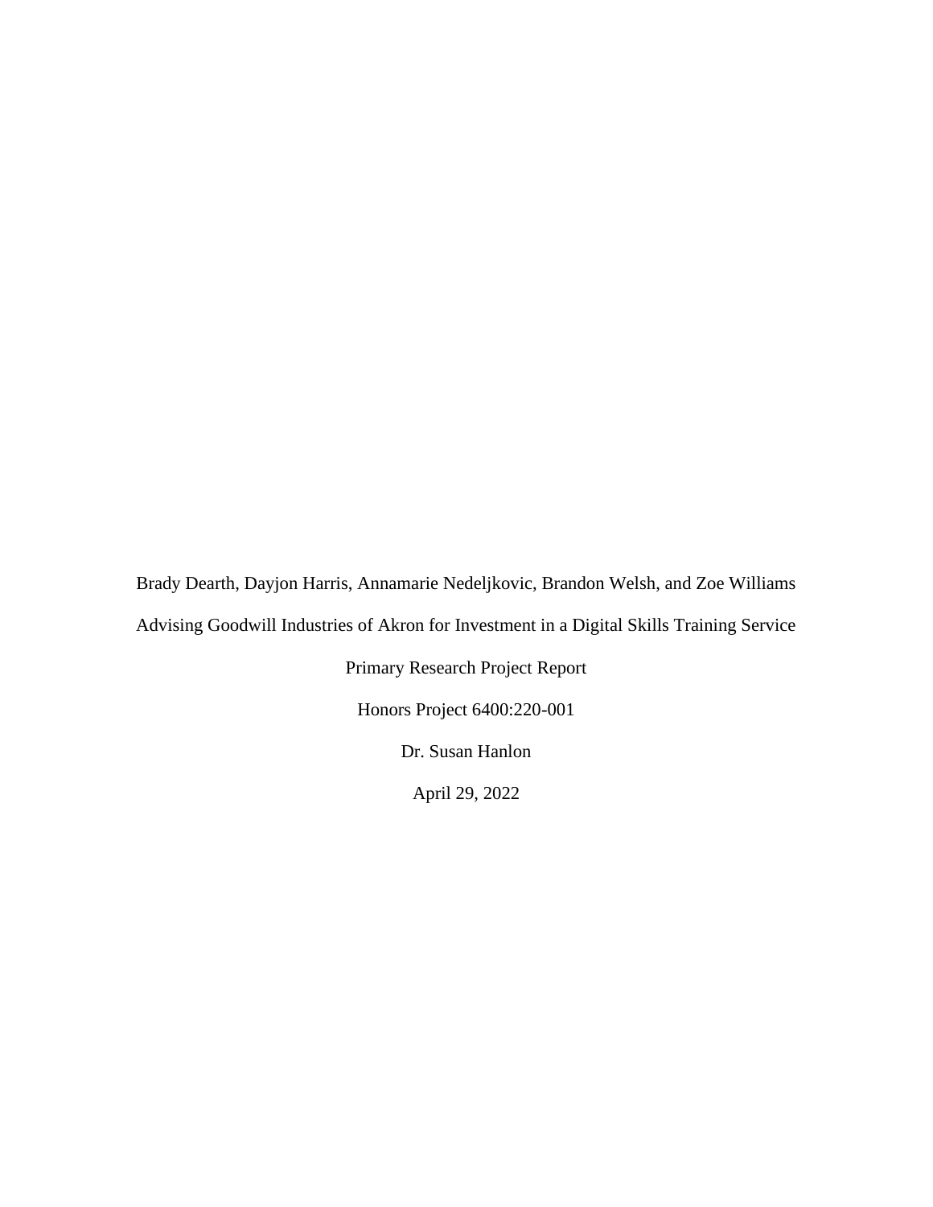Brady Dearth, Dayjon Harris, Annamarie Nedeljkovic, Brandon Welsh, and Zoe Williams

Advising Goodwill Industries of Akron for Investment in a Digital Skills Training Service

Primary Research Project Report

Honors Project 6400:220-001

Dr. Susan Hanlon

April 29, 2022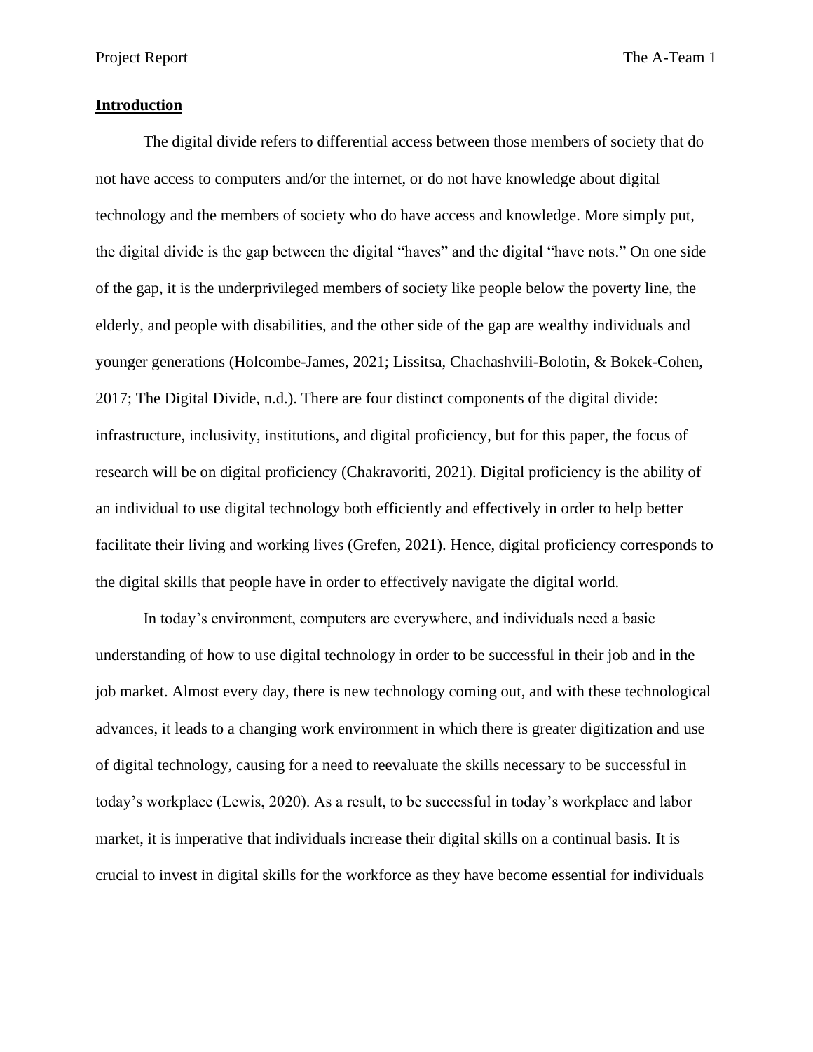## Introduction

The digital divide refers to differential access between those members of society that do not have access to computers and/or the internet, or do not have knowledge about digital technology and the members of society who do have access and knowledge. More simply put, the digital divide is the gap between the digital "haves" and the digital "have nots." On one side of the gap, it is the underprivileged members of society like people below the poverty line, the elderly, and people with disabilities, and the other side of the gap are wealthy individuals and younger generations (Holcombe-James, 2021; Lissitsa, Chachashvili-Bolotin, & Bokek-Cohen, 2017; The Digital Divide, n.d.). There are four distinct components of the digital divide: infrastructure, inclusivity, institutions, and digital proficiency, but for this paper, the focus of research will be on digital proficiency (Chakravoriti, 2021). Digital proficiency is the ability of an individual to use digital technology both efficiently and effectively in order to help better facilitate their living and working lives (Grefen, 2021). Hence, digital proficiency corresponds to the digital skills that people have in order to effectively navigate the digital world.

In today's environment, computers are everywhere, and individuals need a basic understanding of how to use digital technology in order to be successful in their job and in the job market. Almost every day, there is new technology coming out, and with these technological advances, it leads to a changing work environment in which there is greater digitization and use of digital technology, causing for a need to reevaluate the skills necessary to be successful in today's workplace (Lewis, 2020). As a result, to be successful in today's workplace and labor market, it is imperative that individuals increase their digital skills on a continual basis. It is crucial to invest in digital skills for the workforce as they have become essential for individuals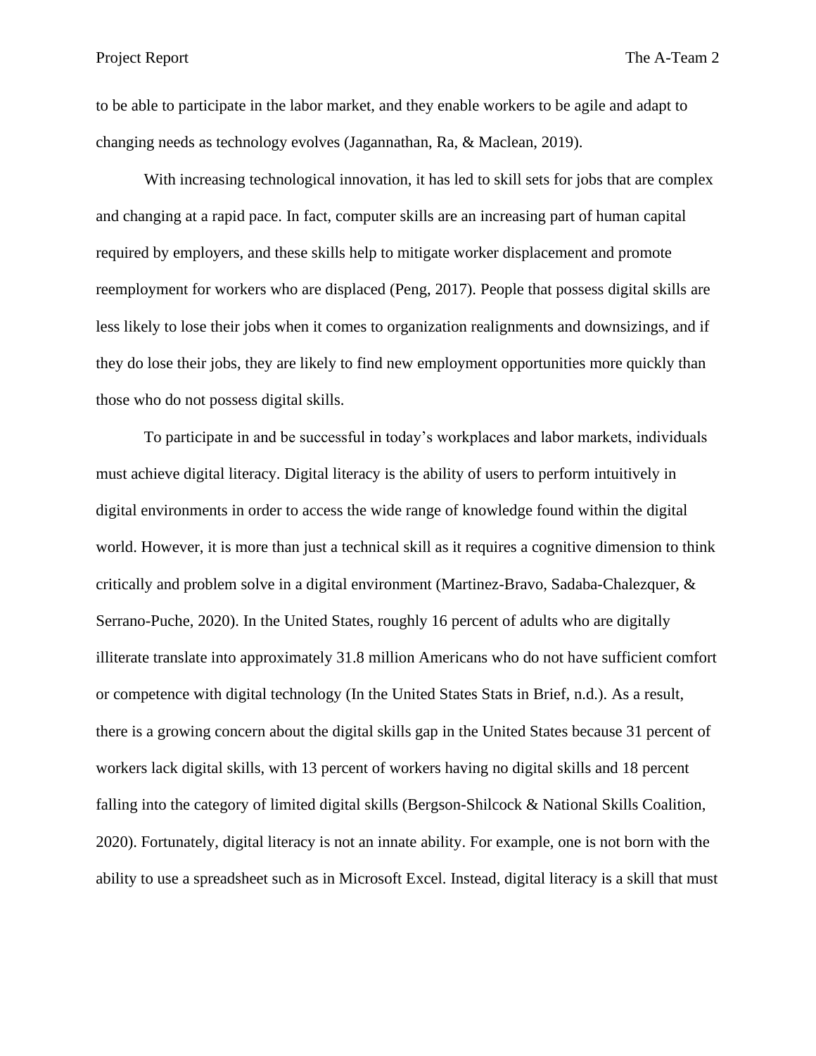to be able to participate in the labor market, and they enable workers to be agile and adapt to changing needs as technology evolves (Jagannathan, Ra, & Maclean, 2019).

With increasing technological innovation, it has led to skill sets for jobs that are complex and changing at a rapid pace. In fact, computer skills are an increasing part of human capital required by employers, and these skills help to mitigate worker displacement and promote reemployment for workers who are displaced (Peng, 2017). People that possess digital skills are less likely to lose their jobs when it comes to organization realignments and downsizings, and if they do lose their jobs, they are likely to find new employment opportunities more quickly than those who do not possess digital skills.

To participate in and be successful in today's workplaces and labor markets, individuals must achieve digital literacy. Digital literacy is the ability of users to perform intuitively in digital environments in order to access the wide range of knowledge found within the digital world. However, it is more than just a technical skill as it requires a cognitive dimension to think critically and problem solve in a digital environment (Martinez-Bravo, Sadaba-Chalezquer, & Serrano-Puche, 2020). In the United States, roughly 16 percent of adults who are digitally illiterate translate into approximately 31.8 million Americans who do not have sufficient comfort or competence with digital technology (In the United States Stats in Brief, n.d.). As a result, there is a growing concern about the digital skills gap in the United States because 31 percent of workers lack digital skills, with 13 percent of workers having no digital skills and 18 percent falling into the category of limited digital skills (Bergson-Shilcock & National Skills Coalition, 2020). Fortunately, digital literacy is not an innate ability. For example, one is not born with the ability to use a spreadsheet such as in Microsoft Excel. Instead, digital literacy is a skill that must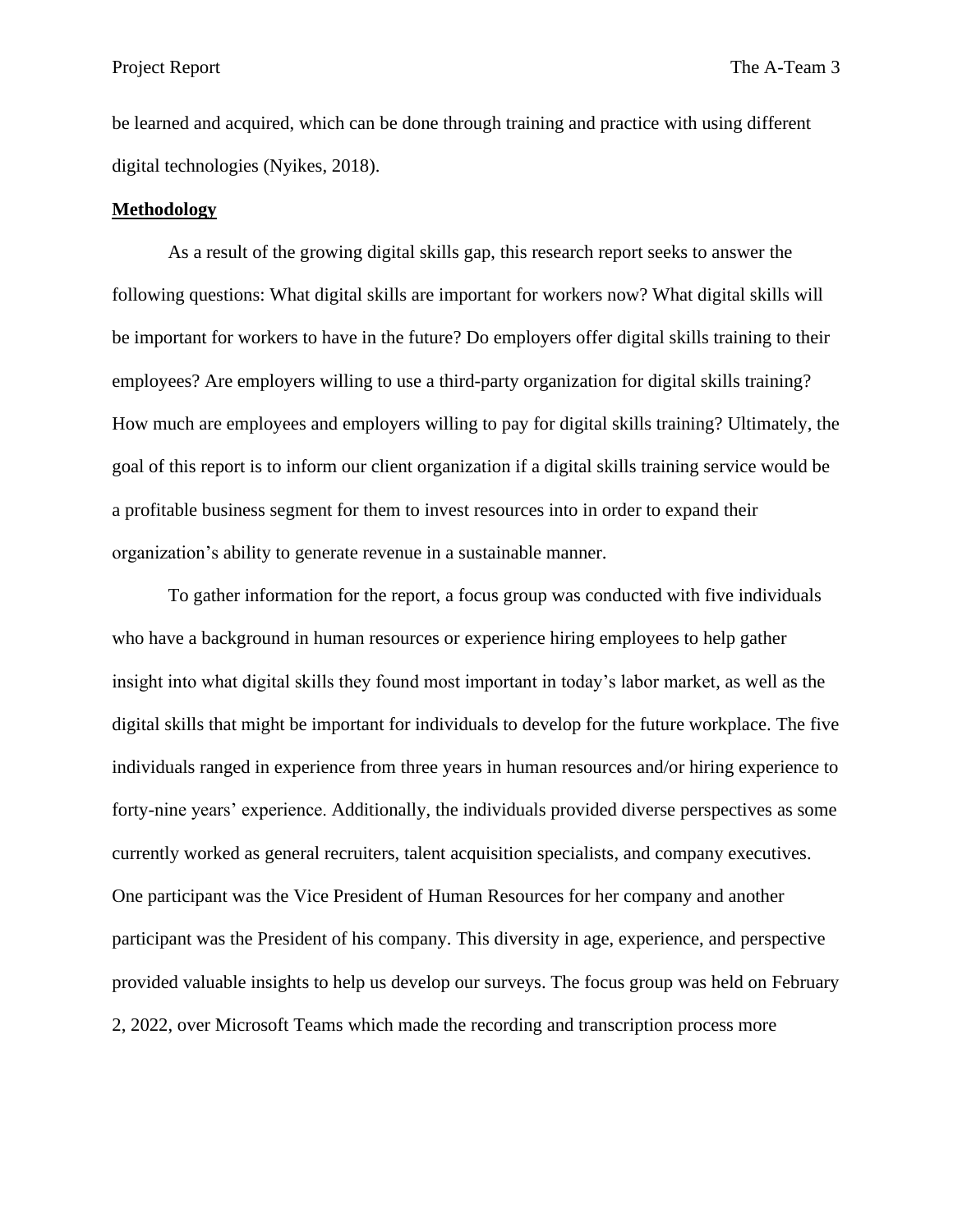be learned and acquired, which can be done through training and practice with using different digital technologies (Nyikes, 2018).

## **Methodology**

As a result of the growing digital skills gap, this research report seeks to answer the following questions: What digital skills are important for workers now? What digital skills will be important for workers to have in the future? Do employers offer digital skills training to their employees? Are employers willing to use a third-party organization for digital skills training? How much are employees and employers willing to pay for digital skills training? Ultimately, the goal of this report is to inform our client organization if a digital skills training service would be a profitable business segment for them to invest resources into in order to expand their organization's ability to generate revenue in a sustainable manner.

To gather information for the report, a focus group was conducted with five individuals who have a background in human resources or experience hiring employees to help gather insight into what digital skills they found most important in today's labor market, as well as the digital skills that might be important for individuals to develop for the future workplace. The five individuals ranged in experience from three years in human resources and/or hiring experience to forty-nine years' experience. Additionally, the individuals provided diverse perspectives as some currently worked as general recruiters, talent acquisition specialists, and company executives. One participant was the Vice President of Human Resources for her company and another participant was the President of his company. This diversity in age, experience, and perspective provided valuable insights to help us develop our surveys. The focus group was held on February 2, 2022, over Microsoft Teams which made the recording and transcription process more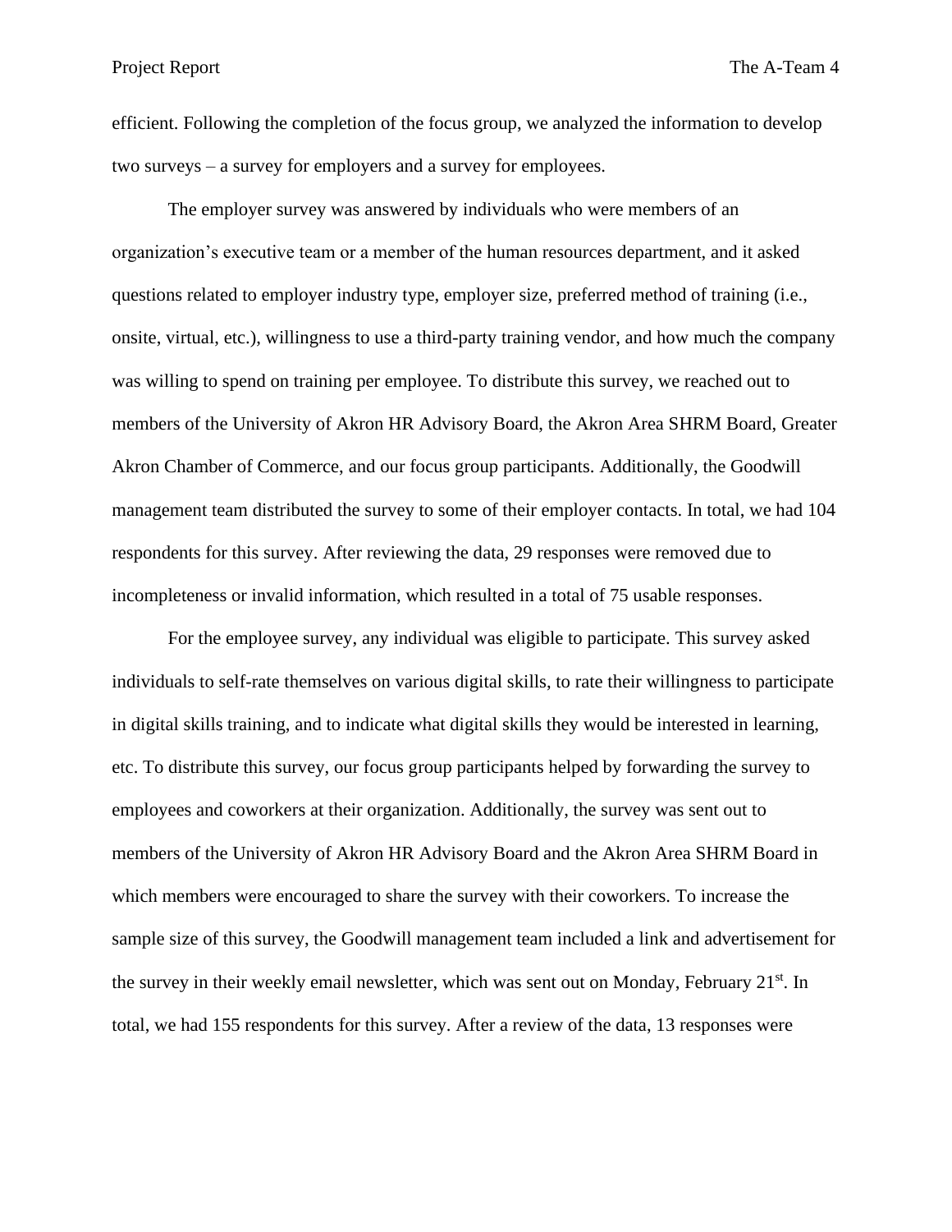efficient. Following the completion of the focus group, we analyzed the information to develop two surveys – a survey for employers and a survey for employees.

The employer survey was answered by individuals who were members of an organization's executive team or a member of the human resources department, and it asked questions related to employer industry type, employer size, preferred method of training (i.e., onsite, virtual, etc.), willingness to use a third-party training vendor, and how much the company was willing to spend on training per employee. To distribute this survey, we reached out to members of the University of Akron HR Advisory Board, the Akron Area SHRM Board, Greater Akron Chamber of Commerce, and our focus group participants. Additionally, the Goodwill management team distributed the survey to some of their employer contacts. In total, we had 104 respondents for this survey. After reviewing the data, 29 responses were removed due to incompleteness or invalid information, which resulted in a total of 75 usable responses.

For the employee survey, any individual was eligible to participate. This survey asked individuals to self-rate themselves on various digital skills, to rate their willingness to participate in digital skills training, and to indicate what digital skills they would be interested in learning, etc. To distribute this survey, our focus group participants helped by forwarding the survey to employees and coworkers at their organization. Additionally, the survey was sent out to members of the University of Akron HR Advisory Board and the Akron Area SHRM Board in which members were encouraged to share the survey with their coworkers. To increase the sample size of this survey, the Goodwill management team included a link and advertisement for the survey in their weekly email newsletter, which was sent out on Monday, February 21st. In total, we had 155 respondents for this survey. After a review of the data, 13 responses were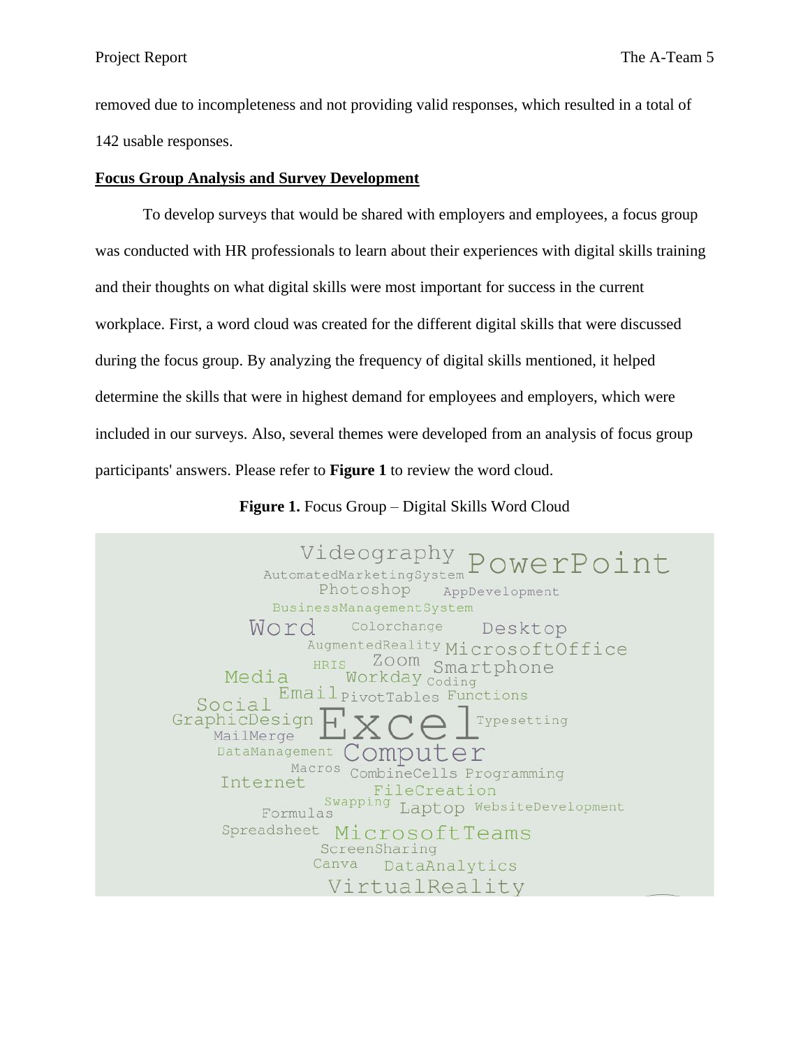removed due to incompleteness and not providing valid responses, which resulted in a total of 142 usable responses.

**Focus Group Analysis and Survey Development**

To develop surveys that would be shared with employers and employees, a focus group was conducted with HR professionals to learn about their experiences with digital skills training and their thoughts on what digital skills were most important for success in the current workplace. First, a word cloud was created for the different digital skills that were discussed during the focus group. By analyzing the frequency of digital skills mentioned, it helped determine the skills that were in highest demand for employees and employers, which were included in our surveys. Also, several themes were developed from an analysis of focus group participants' answers. Please refer to **Figure 1** to review the word cloud.

**Figure 1.** Focus Group – Digital Skills Word Cloud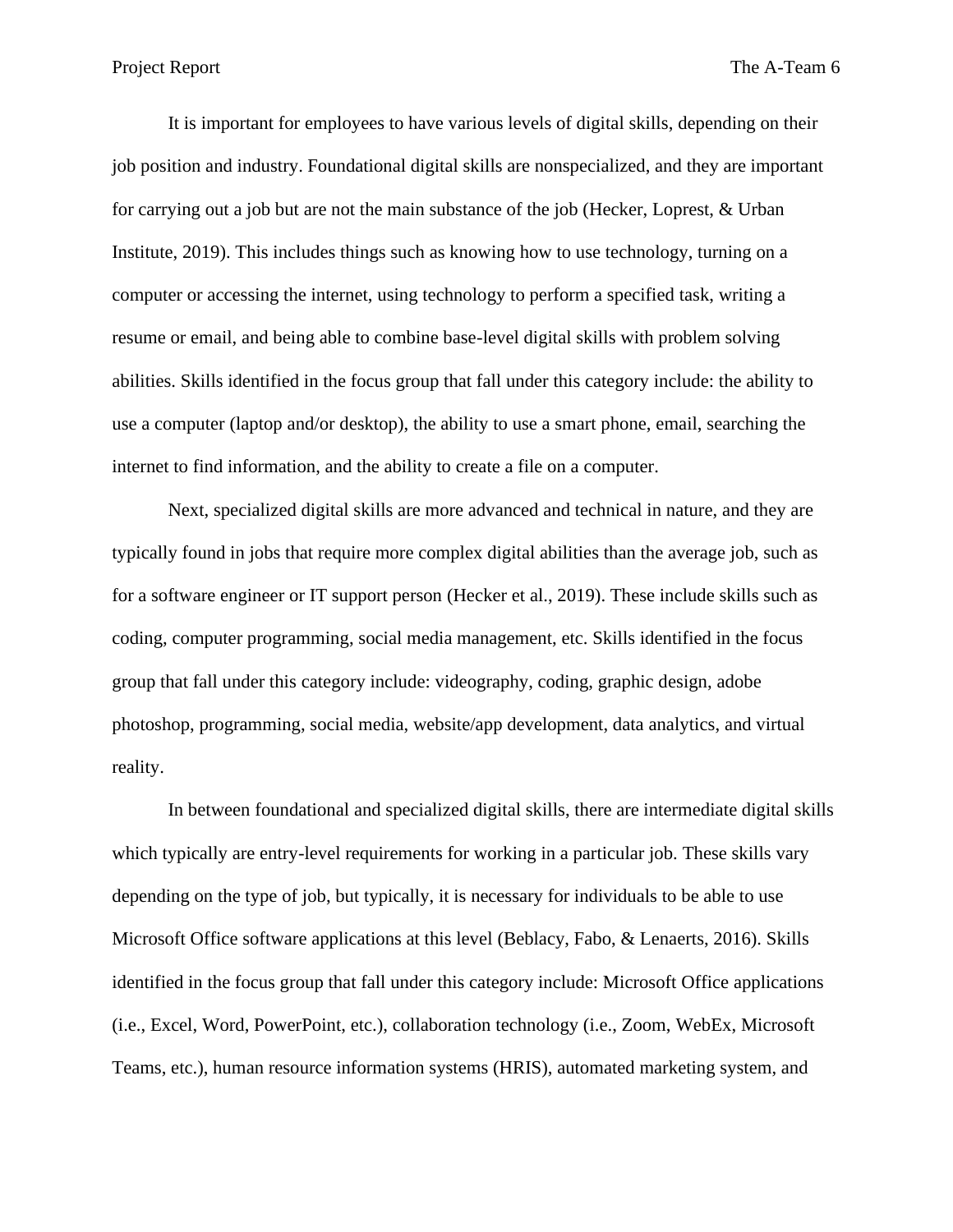It is important for employees to have various levels of digital skills, depending on their job position and industry. Foundational digital skills are nonspecialized, and they are important for carrying out a job but are not the main substance of the job (Hecker, Loprest, & Urban Institute, 2019). This includes things such as knowing how to use technology, turning on a computer or accessing the internet, using technology to perform a specified task, writing a resume or email, and being able to combine base-level digital skills with problem solving abilities. Skills identified in the focus group that fall under this category include: the ability to use a computer (laptop and/or desktop), the ability to use a smart phone, email, searching the internet to find information, and the ability to create a file on a computer.

Next, specialized digital skills are more advanced and technical in nature, and they are typically found in jobs that require more complex digital abilities than the average job, such as for a software engineer or IT support person (Hecker et al., 2019). These include skills such as coding, computer programming, social media management, etc. Skills identified in the focus group that fall under this category include: videography, coding, graphic design, adobe photoshop, programming, social media, website/app development, data analytics, and virtual reality.

In between foundational and specialized digital skills, there are intermediate digital skills which typically are entry-level requirements for working in a particular job. These skills vary depending on the type of job, but typically, it is necessary for individuals to be able to use Microsoft Office software applications at this level (Beblacy, Fabo, & Lenaerts, 2016). Skills identified in the focus group that fall under this category include: Microsoft Office applications (i.e., Excel, Word, PowerPoint, etc.), collaboration technology (i.e., Zoom, WebEx, Microsoft Teams, etc.), human resource information systems (HRIS), automated marketing system, and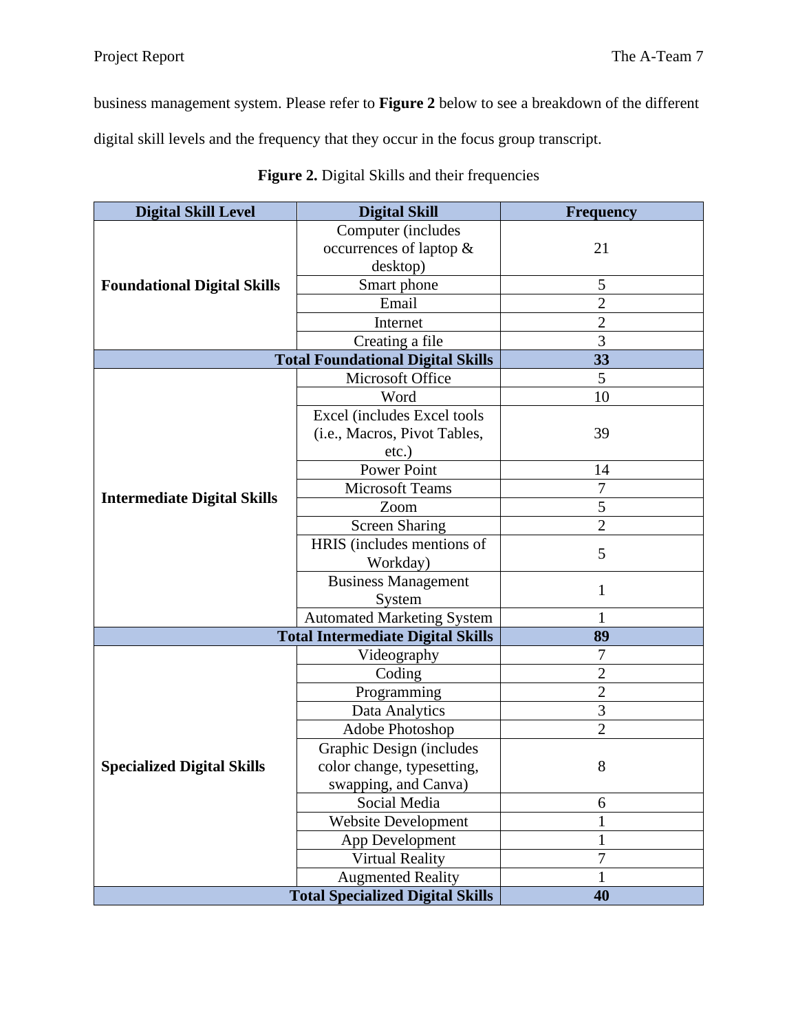business management system. Please refer to **Figure 2** below to see a breakdown of the different digital skill levels and the frequency that they occur in the focus group transcript.

**Figure 2.** Digital Skills and their frequencies

| Digital Skill Level | Digital Skill | Frequency |
|---|---|---|
| **Foundational Digital Skills** | Computer (includes occurrences of laptop & desktop) | 21 |
| | Smart phone | 5 |
| | Email | 2 |
| | Internet | 2 |
| | Creating a file | 3 |
| | **Total Foundational Digital Skills** | **33** |
| **Intermediate Digital Skills** | Microsoft Office | 5 |
| | Word | 10 |
| | Excel (includes Excel tools (i.e., Macros, Pivot Tables, etc.) | 39 |
| | Power Point | 14 |
| | Microsoft Teams | 7 |
| | Zoom | 5 |
| | Screen Sharing | 2 |
| | HRIS (includes mentions of Workday) | 5 |
| | Business Management System | 1 |
| | Automated Marketing System | 1 |
| | **Total Intermediate Digital Skills** | **89** |
| **Specialized Digital Skills** | Videography | 7 |
| | Coding | 2 |
| | Programming | 2 |
| | Data Analytics | 3 |
| | Adobe Photoshop | 2 |
| | Graphic Design (includes color change, typesetting, swapping, and Canva) | 8 |
| | Social Media | 6 |
| | Website Development | 1 |
| | App Development | 1 |
| | Virtual Reality | 7 |
| | Augmented Reality | 1 |
| | **Total Specialized Digital Skills** | **40** |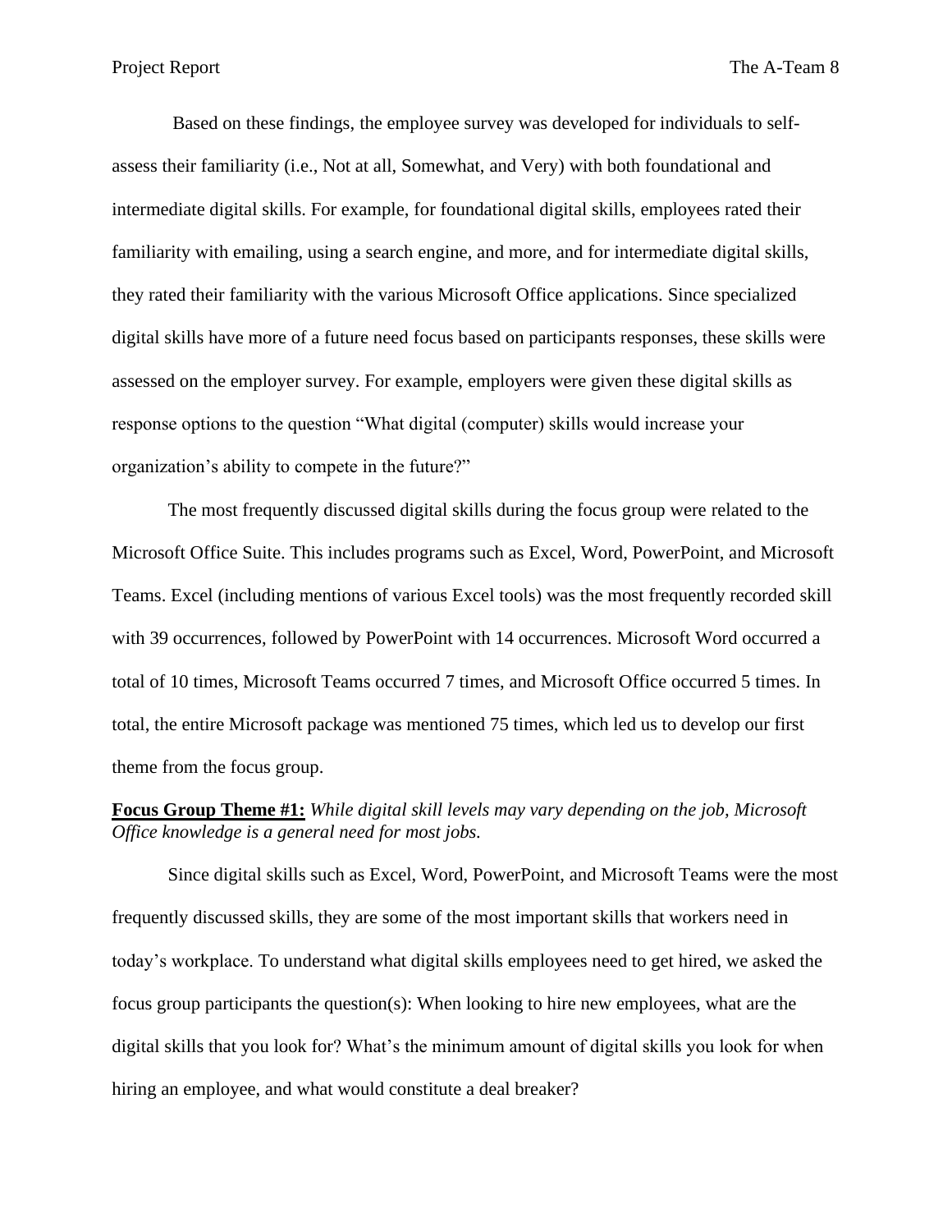Based on these findings, the employee survey was developed for individuals to self-assess their familiarity (i.e., Not at all, Somewhat, and Very) with both foundational and intermediate digital skills. For example, for foundational digital skills, employees rated their familiarity with emailing, using a search engine, and more, and for intermediate digital skills, they rated their familiarity with the various Microsoft Office applications. Since specialized digital skills have more of a future need focus based on participants responses, these skills were assessed on the employer survey. For example, employers were given these digital skills as response options to the question "What digital (computer) skills would increase your organization's ability to compete in the future?"

The most frequently discussed digital skills during the focus group were related to the Microsoft Office Suite. This includes programs such as Excel, Word, PowerPoint, and Microsoft Teams. Excel (including mentions of various Excel tools) was the most frequently recorded skill with 39 occurrences, followed by PowerPoint with 14 occurrences. Microsoft Word occurred a total of 10 times, Microsoft Teams occurred 7 times, and Microsoft Office occurred 5 times. In total, the entire Microsoft package was mentioned 75 times, which led us to develop our first theme from the focus group.

<u>**Focus Group Theme #1:**</u> *While digital skill levels may vary depending on the job, Microsoft Office knowledge is a general need for most jobs.*

Since digital skills such as Excel, Word, PowerPoint, and Microsoft Teams were the most frequently discussed skills, they are some of the most important skills that workers need in today's workplace. To understand what digital skills employees need to get hired, we asked the focus group participants the question(s): When looking to hire new employees, what are the digital skills that you look for? What's the minimum amount of digital skills you look for when hiring an employee, and what would constitute a deal breaker?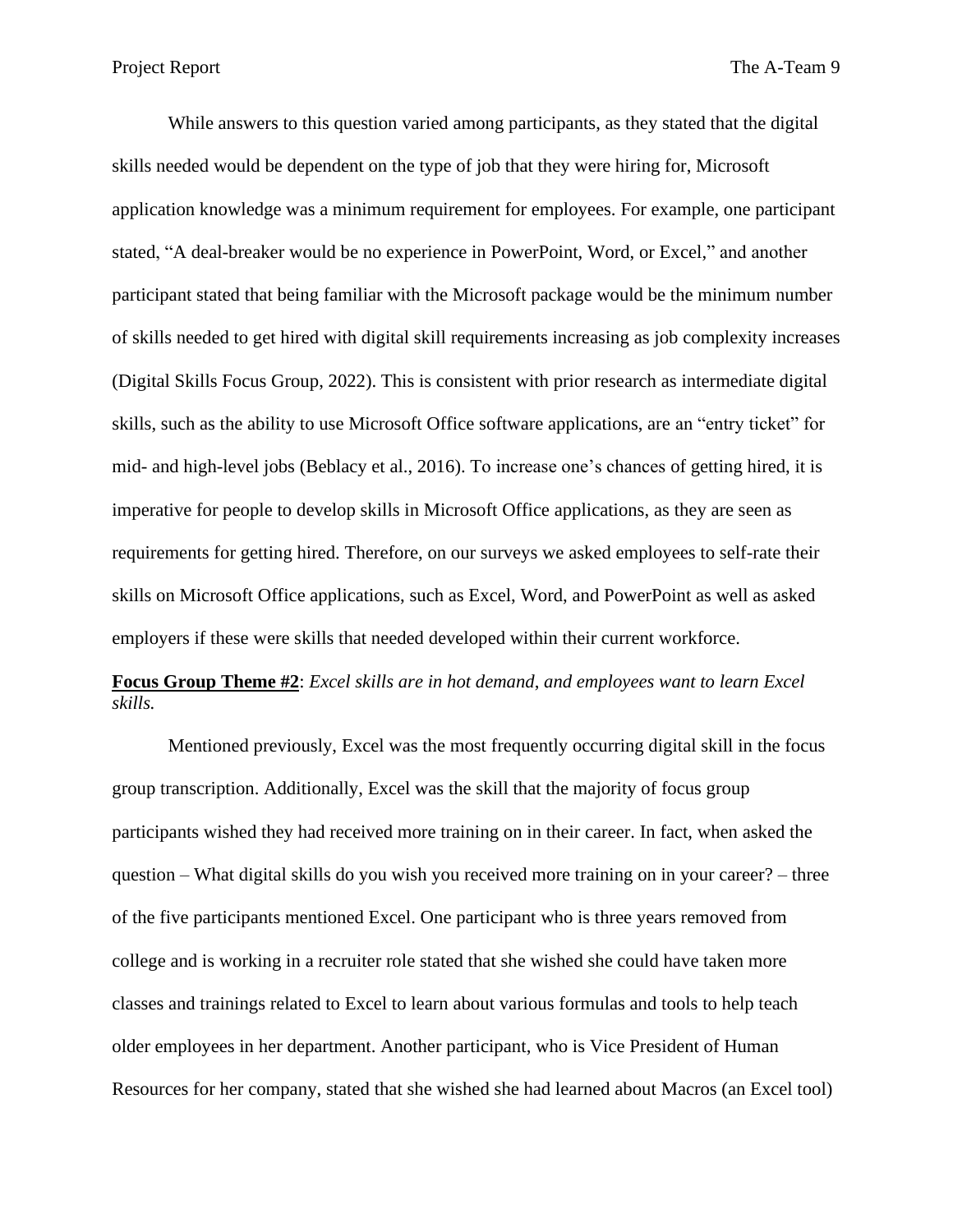While answers to this question varied among participants, as they stated that the digital skills needed would be dependent on the type of job that they were hiring for, Microsoft application knowledge was a minimum requirement for employees. For example, one participant stated, “A deal-breaker would be no experience in PowerPoint, Word, or Excel,” and another participant stated that being familiar with the Microsoft package would be the minimum number of skills needed to get hired with digital skill requirements increasing as job complexity increases (Digital Skills Focus Group, 2022). This is consistent with prior research as intermediate digital skills, such as the ability to use Microsoft Office software applications, are an “entry ticket” for mid- and high-level jobs (Beblacy et al., 2016). To increase one’s chances of getting hired, it is imperative for people to develop skills in Microsoft Office applications, as they are seen as requirements for getting hired. Therefore, on our surveys we asked employees to self-rate their skills on Microsoft Office applications, such as Excel, Word, and PowerPoint as well as asked employers if these were skills that needed developed within their current workforce.

**Focus Group Theme #2**: *Excel skills are in hot demand, and employees want to learn Excel skills.*

Mentioned previously, Excel was the most frequently occurring digital skill in the focus group transcription. Additionally, Excel was the skill that the majority of focus group participants wished they had received more training on in their career. In fact, when asked the question – What digital skills do you wish you received more training on in your career? – three of the five participants mentioned Excel. One participant who is three years removed from college and is working in a recruiter role stated that she wished she could have taken more classes and trainings related to Excel to learn about various formulas and tools to help teach older employees in her department. Another participant, who is Vice President of Human Resources for her company, stated that she wished she had learned about Macros (an Excel tool)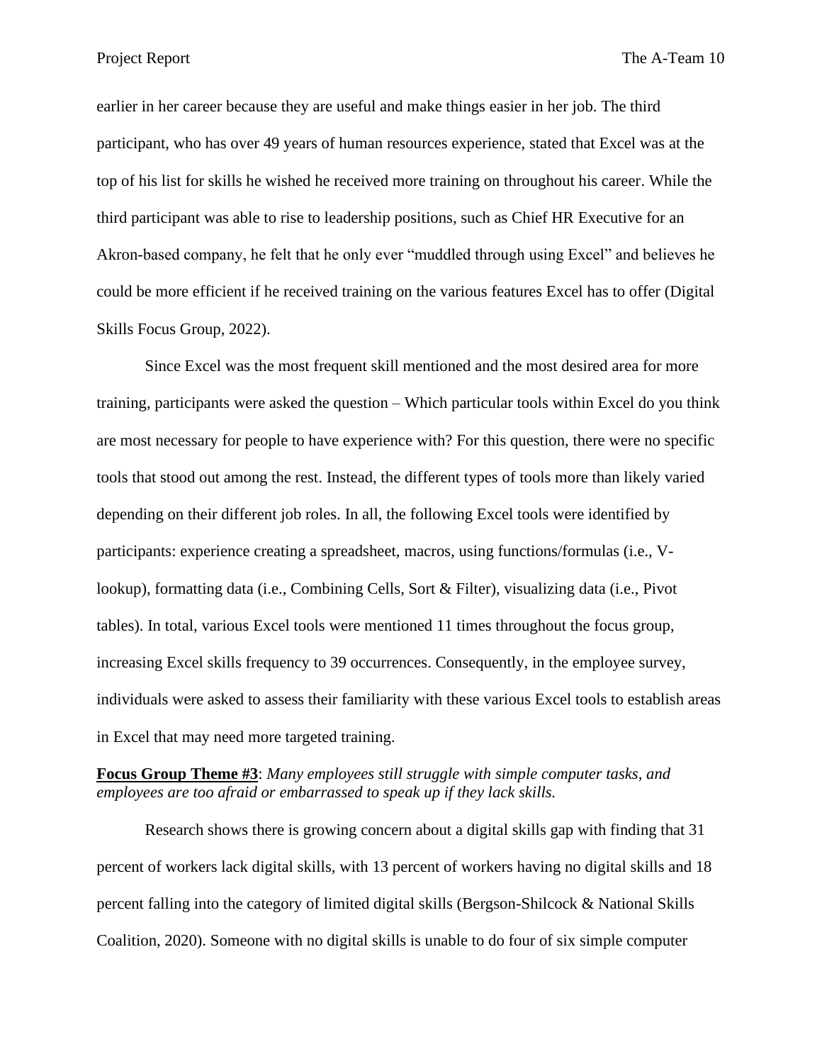earlier in her career because they are useful and make things easier in her job. The third participant, who has over 49 years of human resources experience, stated that Excel was at the top of his list for skills he wished he received more training on throughout his career. While the third participant was able to rise to leadership positions, such as Chief HR Executive for an Akron-based company, he felt that he only ever "muddled through using Excel" and believes he could be more efficient if he received training on the various features Excel has to offer (Digital Skills Focus Group, 2022).

Since Excel was the most frequent skill mentioned and the most desired area for more training, participants were asked the question – Which particular tools within Excel do you think are most necessary for people to have experience with? For this question, there were no specific tools that stood out among the rest. Instead, the different types of tools more than likely varied depending on their different job roles. In all, the following Excel tools were identified by participants: experience creating a spreadsheet, macros, using functions/formulas (i.e., V-lookup), formatting data (i.e., Combining Cells, Sort & Filter), visualizing data (i.e., Pivot tables). In total, various Excel tools were mentioned 11 times throughout the focus group, increasing Excel skills frequency to 39 occurrences. Consequently, in the employee survey, individuals were asked to assess their familiarity with these various Excel tools to establish areas in Excel that may need more targeted training.

**<u>Focus Group Theme #3</u>**: *Many employees still struggle with simple computer tasks, and employees are too afraid or embarrassed to speak up if they lack skills.*

Research shows there is growing concern about a digital skills gap with finding that 31 percent of workers lack digital skills, with 13 percent of workers having no digital skills and 18 percent falling into the category of limited digital skills (Bergson-Shilcock & National Skills Coalition, 2020). Someone with no digital skills is unable to do four of six simple computer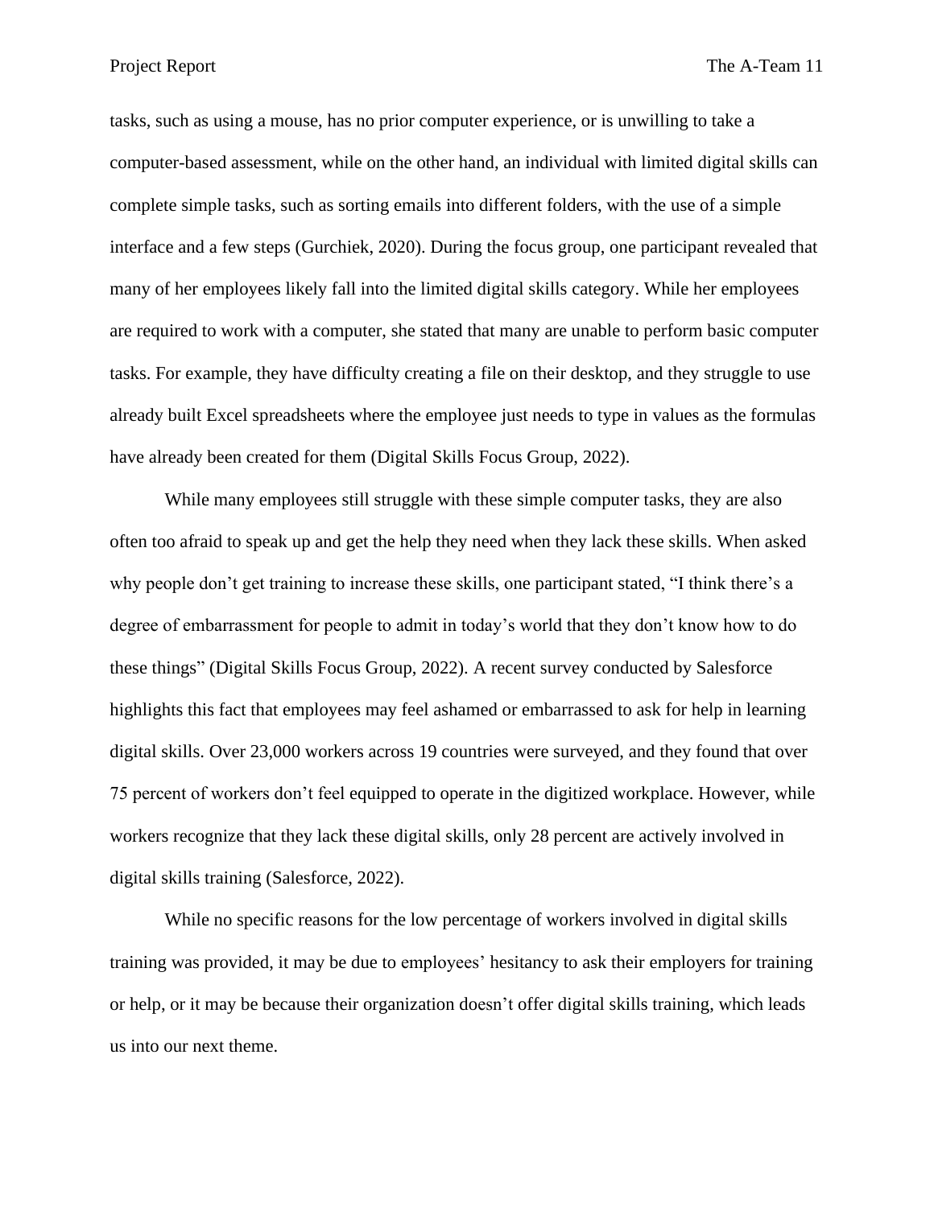tasks, such as using a mouse, has no prior computer experience, or is unwilling to take a computer-based assessment, while on the other hand, an individual with limited digital skills can complete simple tasks, such as sorting emails into different folders, with the use of a simple interface and a few steps (Gurchiek, 2020). During the focus group, one participant revealed that many of her employees likely fall into the limited digital skills category. While her employees are required to work with a computer, she stated that many are unable to perform basic computer tasks. For example, they have difficulty creating a file on their desktop, and they struggle to use already built Excel spreadsheets where the employee just needs to type in values as the formulas have already been created for them (Digital Skills Focus Group, 2022).

While many employees still struggle with these simple computer tasks, they are also often too afraid to speak up and get the help they need when they lack these skills. When asked why people don't get training to increase these skills, one participant stated, "I think there's a degree of embarrassment for people to admit in today's world that they don't know how to do these things" (Digital Skills Focus Group, 2022). A recent survey conducted by Salesforce highlights this fact that employees may feel ashamed or embarrassed to ask for help in learning digital skills. Over 23,000 workers across 19 countries were surveyed, and they found that over 75 percent of workers don't feel equipped to operate in the digitized workplace. However, while workers recognize that they lack these digital skills, only 28 percent are actively involved in digital skills training (Salesforce, 2022).

While no specific reasons for the low percentage of workers involved in digital skills training was provided, it may be due to employees' hesitancy to ask their employers for training or help, or it may be because their organization doesn't offer digital skills training, which leads us into our next theme.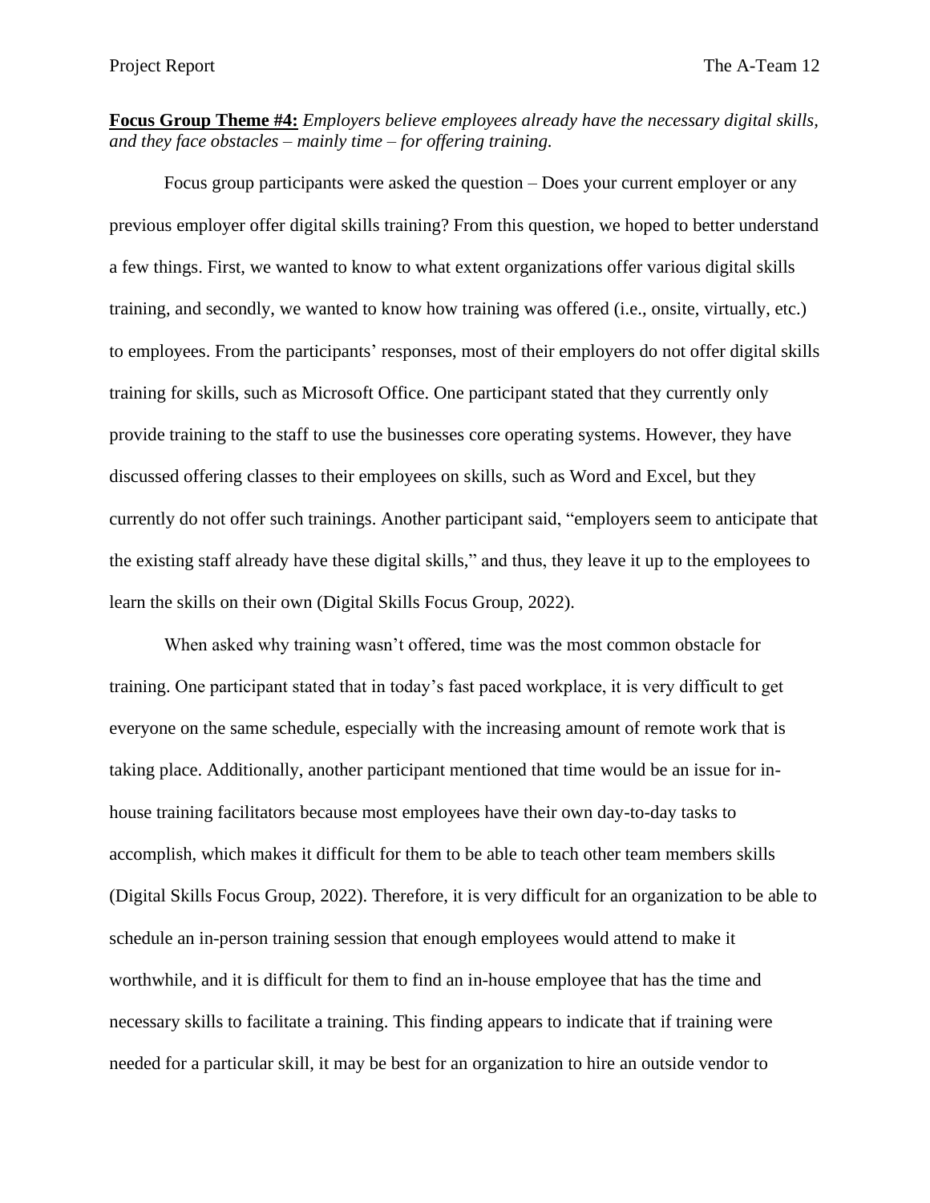**Focus Group Theme #4:** *Employers believe employees already have the necessary digital skills, and they face obstacles – mainly time – for offering training.*

Focus group participants were asked the question – Does your current employer or any previous employer offer digital skills training? From this question, we hoped to better understand a few things. First, we wanted to know to what extent organizations offer various digital skills training, and secondly, we wanted to know how training was offered (i.e., onsite, virtually, etc.) to employees. From the participants' responses, most of their employers do not offer digital skills training for skills, such as Microsoft Office. One participant stated that they currently only provide training to the staff to use the businesses core operating systems. However, they have discussed offering classes to their employees on skills, such as Word and Excel, but they currently do not offer such trainings. Another participant said, "employers seem to anticipate that the existing staff already have these digital skills," and thus, they leave it up to the employees to learn the skills on their own (Digital Skills Focus Group, 2022).

When asked why training wasn't offered, time was the most common obstacle for training. One participant stated that in today's fast paced workplace, it is very difficult to get everyone on the same schedule, especially with the increasing amount of remote work that is taking place. Additionally, another participant mentioned that time would be an issue for in-house training facilitators because most employees have their own day-to-day tasks to accomplish, which makes it difficult for them to be able to teach other team members skills (Digital Skills Focus Group, 2022). Therefore, it is very difficult for an organization to be able to schedule an in-person training session that enough employees would attend to make it worthwhile, and it is difficult for them to find an in-house employee that has the time and necessary skills to facilitate a training. This finding appears to indicate that if training were needed for a particular skill, it may be best for an organization to hire an outside vendor to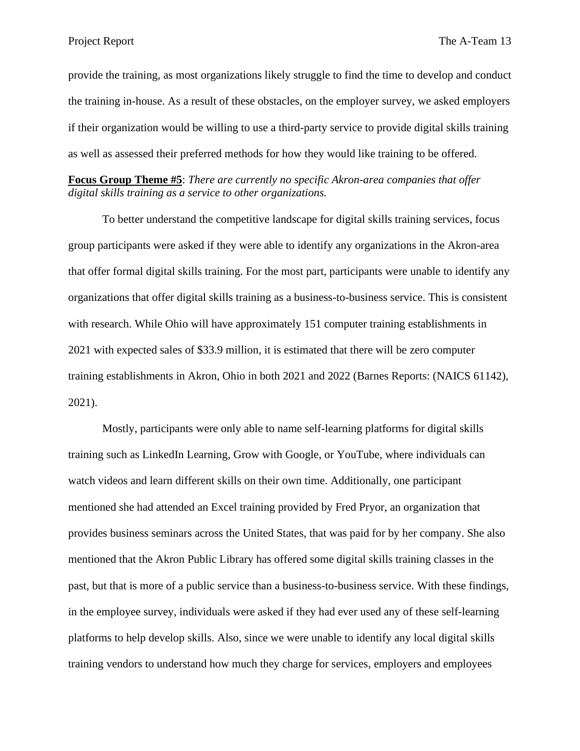provide the training, as most organizations likely struggle to find the time to develop and conduct the training in-house. As a result of these obstacles, on the employer survey, we asked employers if their organization would be willing to use a third-party service to provide digital skills training as well as assessed their preferred methods for how they would like training to be offered.

**Focus Group Theme #5**: *There are currently no specific Akron-area companies that offer digital skills training as a service to other organizations.*

To better understand the competitive landscape for digital skills training services, focus group participants were asked if they were able to identify any organizations in the Akron-area that offer formal digital skills training. For the most part, participants were unable to identify any organizations that offer digital skills training as a business-to-business service. This is consistent with research. While Ohio will have approximately 151 computer training establishments in 2021 with expected sales of $33.9 million, it is estimated that there will be zero computer training establishments in Akron, Ohio in both 2021 and 2022 (Barnes Reports: (NAICS 61142), 2021).

Mostly, participants were only able to name self-learning platforms for digital skills training such as LinkedIn Learning, Grow with Google, or YouTube, where individuals can watch videos and learn different skills on their own time. Additionally, one participant mentioned she had attended an Excel training provided by Fred Pryor, an organization that provides business seminars across the United States, that was paid for by her company. She also mentioned that the Akron Public Library has offered some digital skills training classes in the past, but that is more of a public service than a business-to-business service. With these findings, in the employee survey, individuals were asked if they had ever used any of these self-learning platforms to help develop skills. Also, since we were unable to identify any local digital skills training vendors to understand how much they charge for services, employers and employees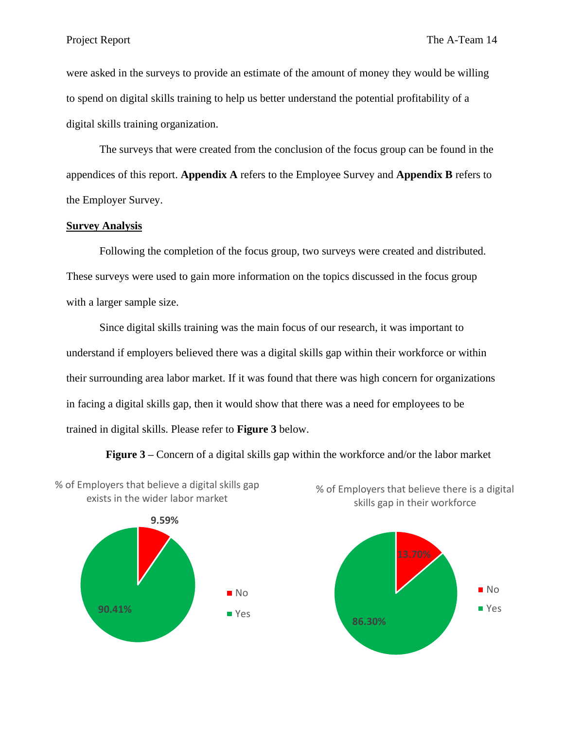were asked in the surveys to provide an estimate of the amount of money they would be willing to spend on digital skills training to help us better understand the potential profitability of a digital skills training organization.

The surveys that were created from the conclusion of the focus group can be found in the appendices of this report. **Appendix A** refers to the Employee Survey and **Appendix B** refers to the Employer Survey.

## Survey Analysis

Following the completion of the focus group, two surveys were created and distributed. These surveys were used to gain more information on the topics discussed in the focus group with a larger sample size.

Since digital skills training was the main focus of our research, it was important to understand if employers believed there was a digital skills gap within their workforce or within their surrounding area labor market. If it was found that there was high concern for organizations in facing a digital skills gap, then it would show that there was a need for employees to be trained in digital skills. Please refer to **Figure 3** below.

**Figure 3 –** Concern of a digital skills gap within the workforce and/or the labor market

% of Employers that believe a digital skills gap exists in the wider labor market

- No: 9.59%
- Yes: 90.41%

% of Employers that believe there is a digital skills gap in their workforce

- No: 13.70%
- Yes: 86.30%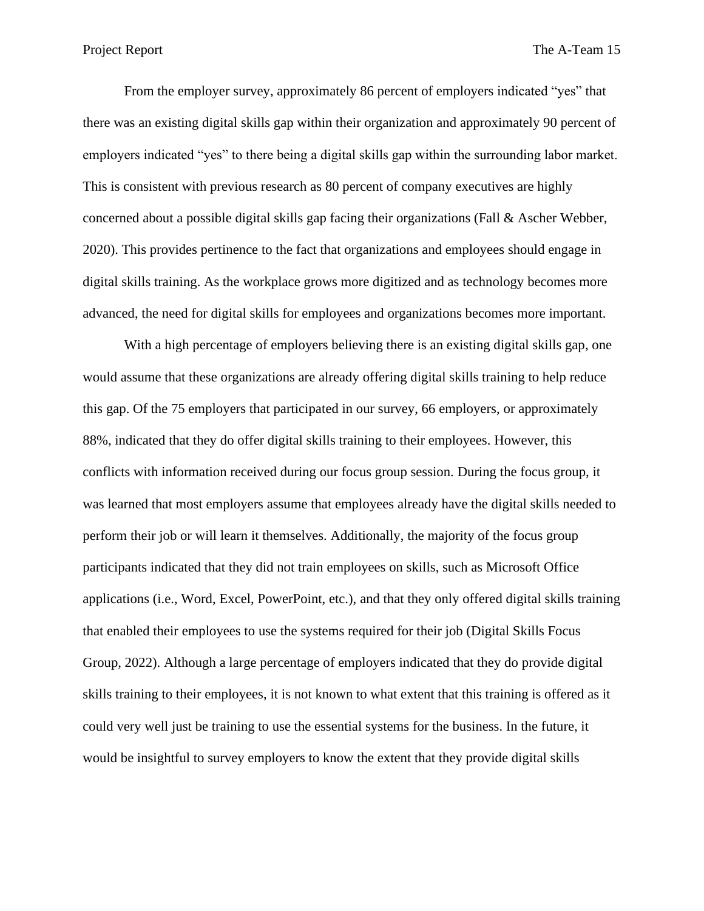From the employer survey, approximately 86 percent of employers indicated "yes" that there was an existing digital skills gap within their organization and approximately 90 percent of employers indicated "yes" to there being a digital skills gap within the surrounding labor market. This is consistent with previous research as 80 percent of company executives are highly concerned about a possible digital skills gap facing their organizations (Fall & Ascher Webber, 2020). This provides pertinence to the fact that organizations and employees should engage in digital skills training. As the workplace grows more digitized and as technology becomes more advanced, the need for digital skills for employees and organizations becomes more important.

With a high percentage of employers believing there is an existing digital skills gap, one would assume that these organizations are already offering digital skills training to help reduce this gap. Of the 75 employers that participated in our survey, 66 employers, or approximately 88%, indicated that they do offer digital skills training to their employees. However, this conflicts with information received during our focus group session. During the focus group, it was learned that most employers assume that employees already have the digital skills needed to perform their job or will learn it themselves. Additionally, the majority of the focus group participants indicated that they did not train employees on skills, such as Microsoft Office applications (i.e., Word, Excel, PowerPoint, etc.), and that they only offered digital skills training that enabled their employees to use the systems required for their job (Digital Skills Focus Group, 2022). Although a large percentage of employers indicated that they do provide digital skills training to their employees, it is not known to what extent that this training is offered as it could very well just be training to use the essential systems for the business. In the future, it would be insightful to survey employers to know the extent that they provide digital skills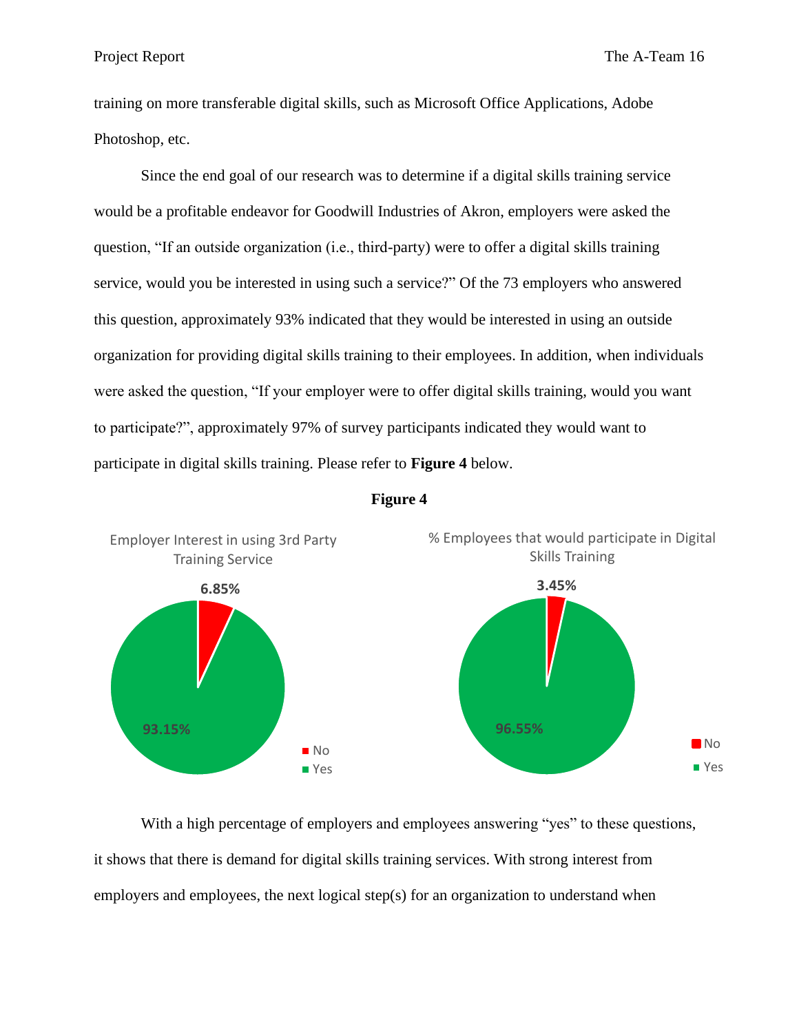training on more transferable digital skills, such as Microsoft Office Applications, Adobe Photoshop, etc.

Since the end goal of our research was to determine if a digital skills training service would be a profitable endeavor for Goodwill Industries of Akron, employers were asked the question, "If an outside organization (i.e., third-party) were to offer a digital skills training service, would you be interested in using such a service?" Of the 73 employers who answered this question, approximately 93% indicated that they would be interested in using an outside organization for providing digital skills training to their employees. In addition, when individuals were asked the question, "If your employer were to offer digital skills training, would you want to participate?", approximately 97% of survey participants indicated they would want to participate in digital skills training. Please refer to **Figure 4** below.

**Figure 4**

Employer Interest in using 3rd Party Training Service

- No: 6.85%
- Yes: 93.15%

% Employees that would participate in Digital Skills Training

- No: 3.45%
- Yes: 96.55%

With a high percentage of employers and employees answering "yes" to these questions, it shows that there is demand for digital skills training services. With strong interest from employers and employees, the next logical step(s) for an organization to understand when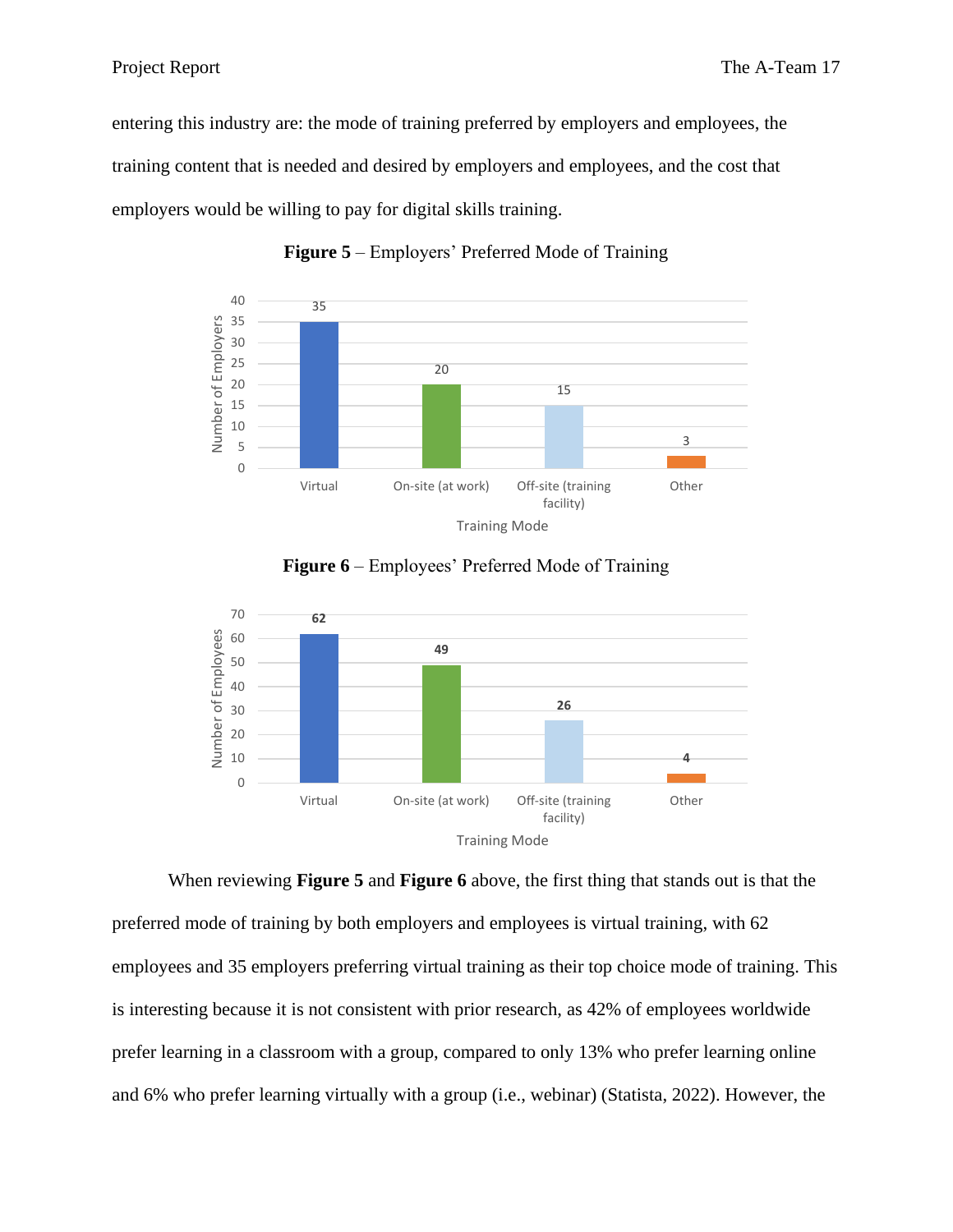entering this industry are: the mode of training preferred by employers and employees, the training content that is needed and desired by employers and employees, and the cost that employers would be willing to pay for digital skills training.

**Figure 5** – Employers' Preferred Mode of Training

**Figure 6** – Employees' Preferred Mode of Training

When reviewing **Figure 5** and **Figure 6** above, the first thing that stands out is that the preferred mode of training by both employers and employees is virtual training, with 62 employees and 35 employers preferring virtual training as their top choice mode of training. This is interesting because it is not consistent with prior research, as 42% of employees worldwide prefer learning in a classroom with a group, compared to only 13% who prefer learning online and 6% who prefer learning virtually with a group (i.e., webinar) (Statista, 2022). However, the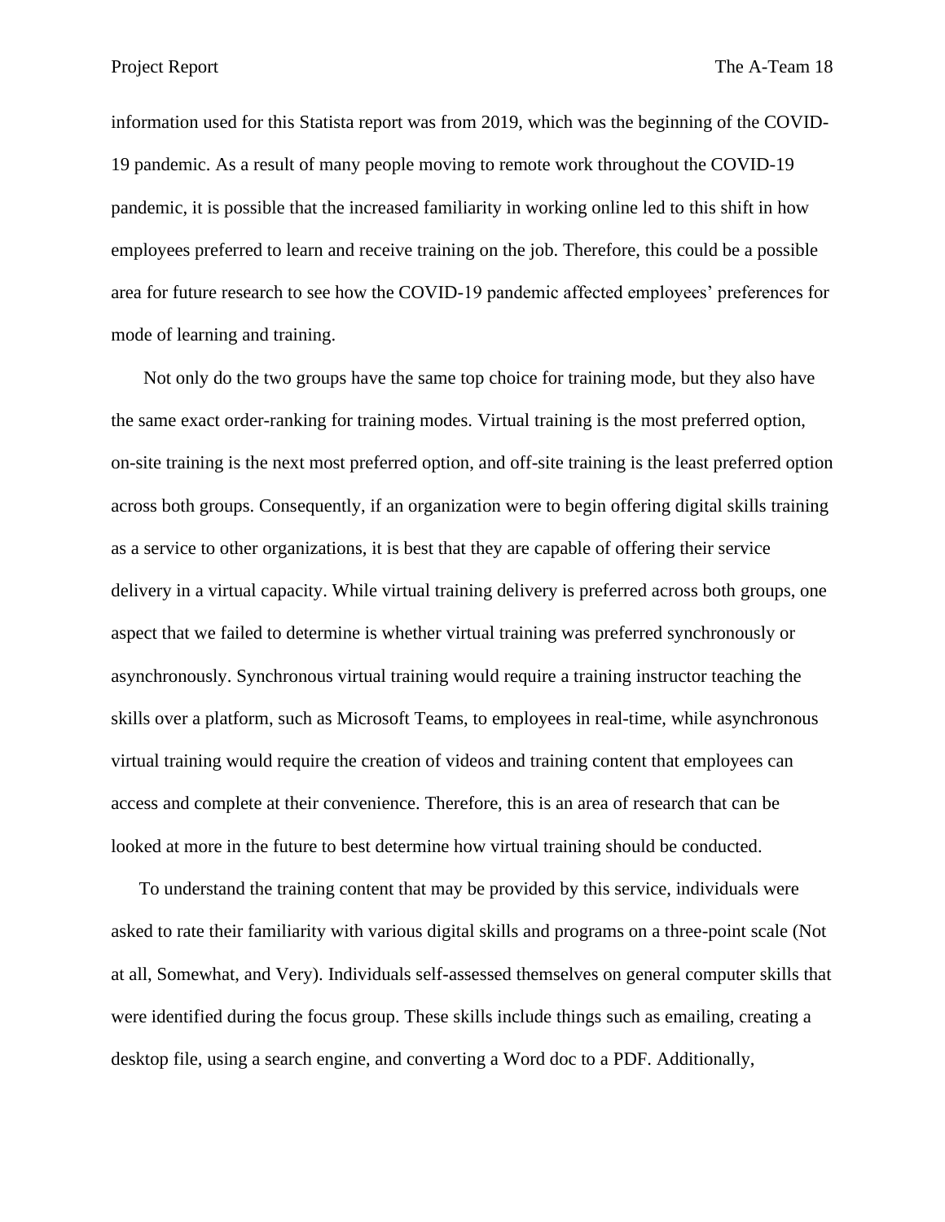information used for this Statista report was from 2019, which was the beginning of the COVID-19 pandemic. As a result of many people moving to remote work throughout the COVID-19 pandemic, it is possible that the increased familiarity in working online led to this shift in how employees preferred to learn and receive training on the job. Therefore, this could be a possible area for future research to see how the COVID-19 pandemic affected employees' preferences for mode of learning and training.

Not only do the two groups have the same top choice for training mode, but they also have the same exact order-ranking for training modes. Virtual training is the most preferred option, on-site training is the next most preferred option, and off-site training is the least preferred option across both groups. Consequently, if an organization were to begin offering digital skills training as a service to other organizations, it is best that they are capable of offering their service delivery in a virtual capacity. While virtual training delivery is preferred across both groups, one aspect that we failed to determine is whether virtual training was preferred synchronously or asynchronously. Synchronous virtual training would require a training instructor teaching the skills over a platform, such as Microsoft Teams, to employees in real-time, while asynchronous virtual training would require the creation of videos and training content that employees can access and complete at their convenience. Therefore, this is an area of research that can be looked at more in the future to best determine how virtual training should be conducted.

To understand the training content that may be provided by this service, individuals were asked to rate their familiarity with various digital skills and programs on a three-point scale (Not at all, Somewhat, and Very). Individuals self-assessed themselves on general computer skills that were identified during the focus group. These skills include things such as emailing, creating a desktop file, using a search engine, and converting a Word doc to a PDF. Additionally,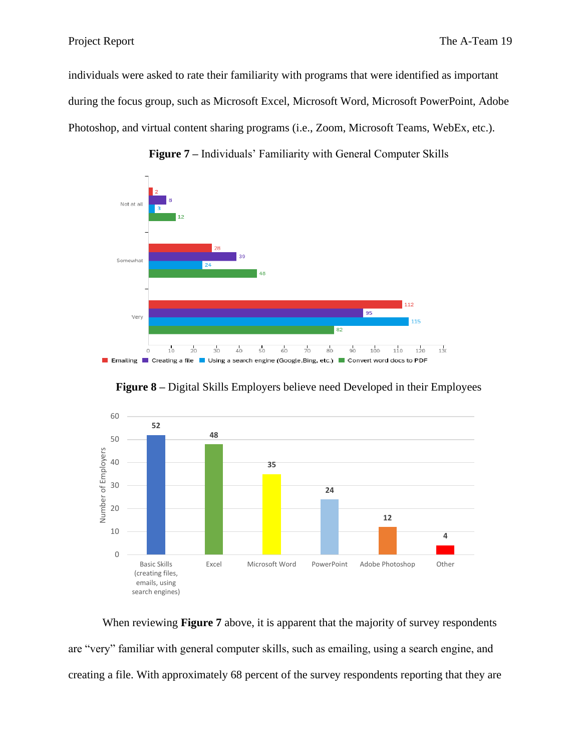individuals were asked to rate their familiarity with programs that were identified as important during the focus group, such as Microsoft Excel, Microsoft Word, Microsoft PowerPoint, Adobe Photoshop, and virtual content sharing programs (i.e., Zoom, Microsoft Teams, WebEx, etc.).

**Figure 7 –** Individuals' Familiarity with General Computer Skills

| | Emailing | Creating a file | Using a search engine (Google,Bing, etc.) | Convert word docs to PDF |
|---|---|---|---|---|
| Not at all | 2 | 8 | 3 | 12 |
| Somewhat | 28 | 39 | 24 | 48 |
| Very | 112 | 95 | 115 | 82 |

**Figure 8 –** Digital Skills Employers believe need Developed in their Employees

| Skill | Number of Employers |
|---|---|
| Basic Skills (creating files, emails, using search engines) | 52 |
| Excel | 48 |
| Microsoft Word | 35 |
| PowerPoint | 24 |
| Adobe Photoshop | 12 |
| Other | 4 |

When reviewing **Figure 7** above, it is apparent that the majority of survey respondents are "very" familiar with general computer skills, such as emailing, using a search engine, and creating a file. With approximately 68 percent of the survey respondents reporting that they are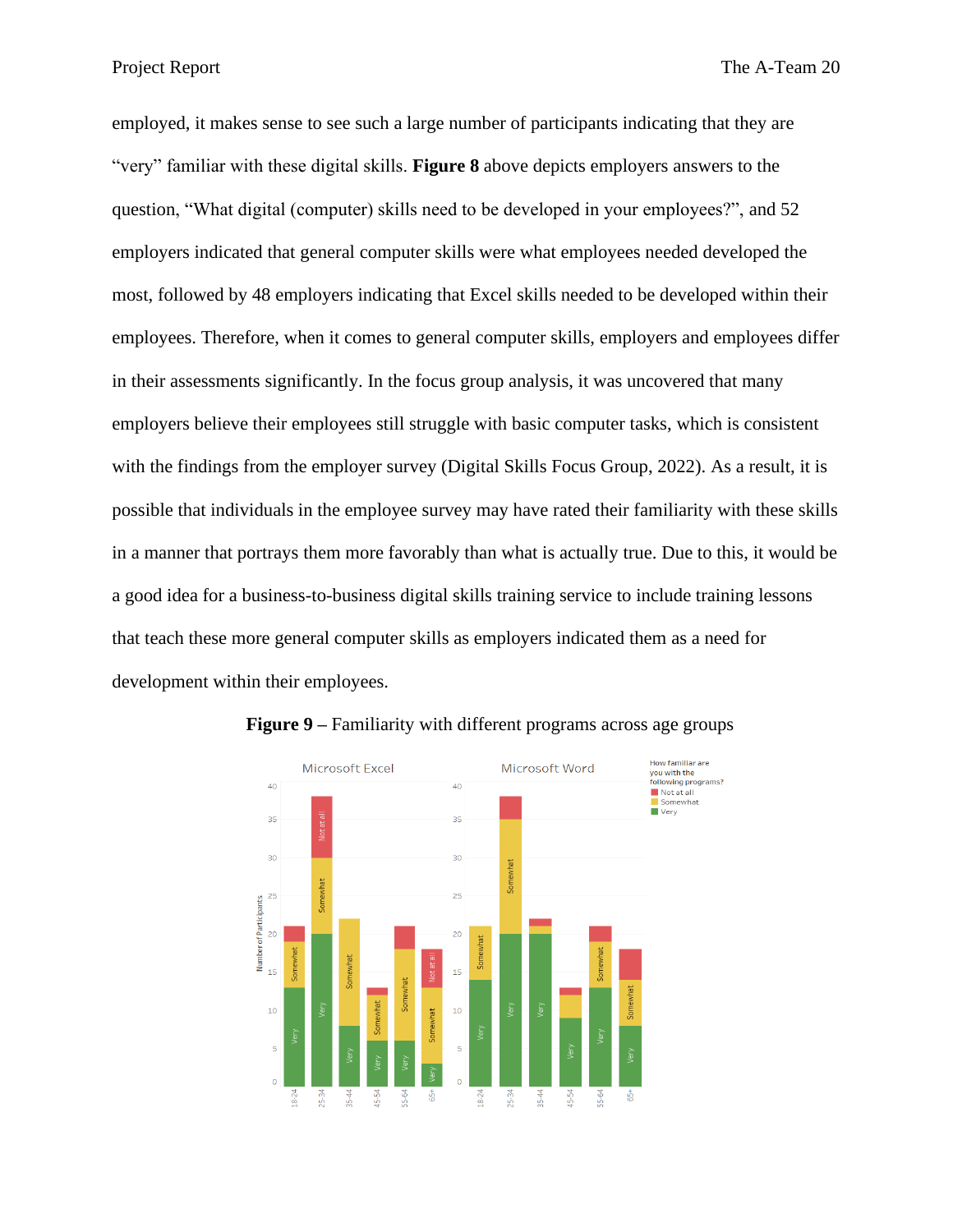employed, it makes sense to see such a large number of participants indicating that they are "very" familiar with these digital skills. **Figure 8** above depicts employers answers to the question, "What digital (computer) skills need to be developed in your employees?", and 52 employers indicated that general computer skills were what employees needed developed the most, followed by 48 employers indicating that Excel skills needed to be developed within their employees. Therefore, when it comes to general computer skills, employers and employees differ in their assessments significantly. In the focus group analysis, it was uncovered that many employers believe their employees still struggle with basic computer tasks, which is consistent with the findings from the employer survey (Digital Skills Focus Group, 2022). As a result, it is possible that individuals in the employee survey may have rated their familiarity with these skills in a manner that portrays them more favorably than what is actually true. Due to this, it would be a good idea for a business-to-business digital skills training service to include training lessons that teach these more general computer skills as employers indicated them as a need for development within their employees.

**Figure 9 –** Familiarity with different programs across age groups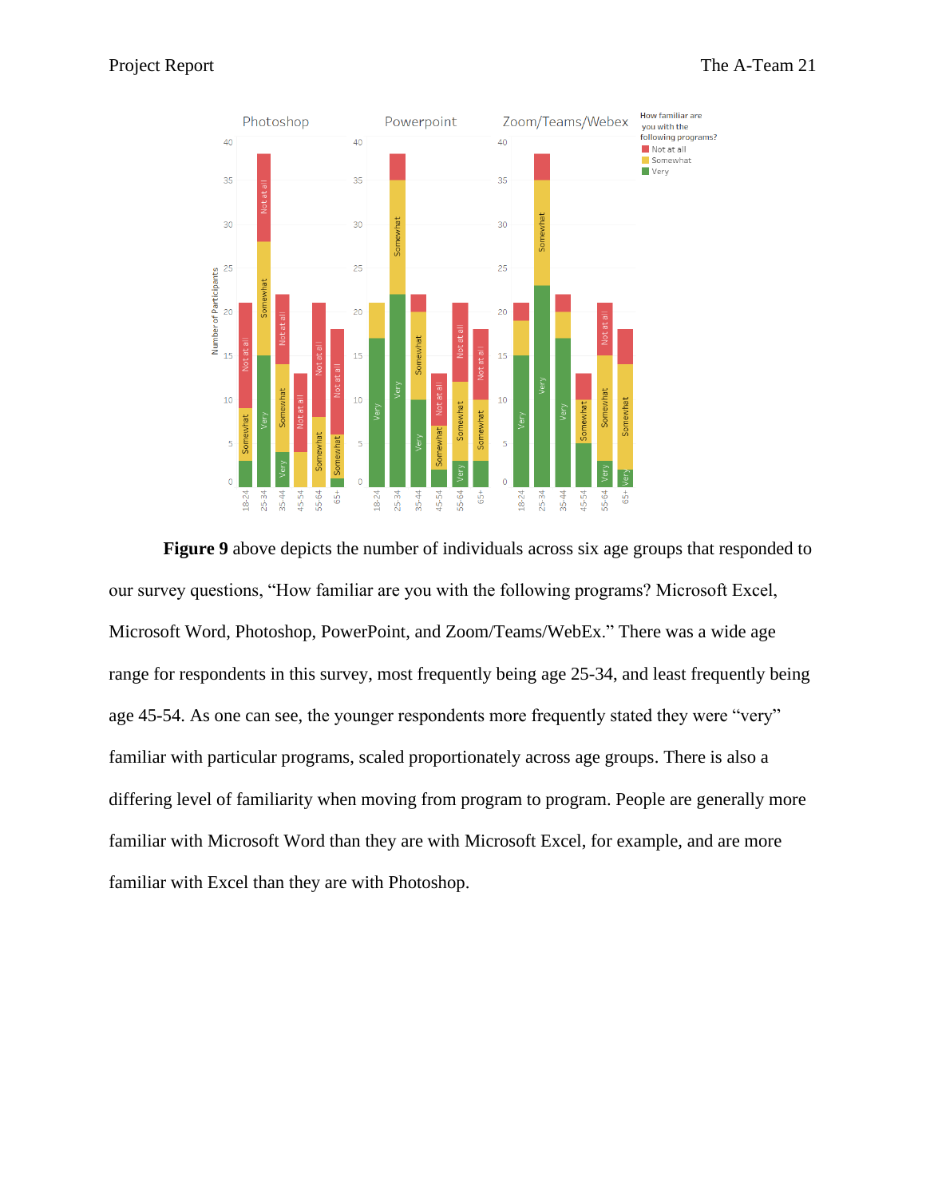**Figure 9** above depicts the number of individuals across six age groups that responded to our survey questions, "How familiar are you with the following programs? Microsoft Excel, Microsoft Word, Photoshop, PowerPoint, and Zoom/Teams/WebEx." There was a wide age range for respondents in this survey, most frequently being age 25-34, and least frequently being age 45-54. As one can see, the younger respondents more frequently stated they were "very" familiar with particular programs, scaled proportionately across age groups. There is also a differing level of familiarity when moving from program to program. People are generally more familiar with Microsoft Word than they are with Microsoft Excel, for example, and are more familiar with Excel than they are with Photoshop.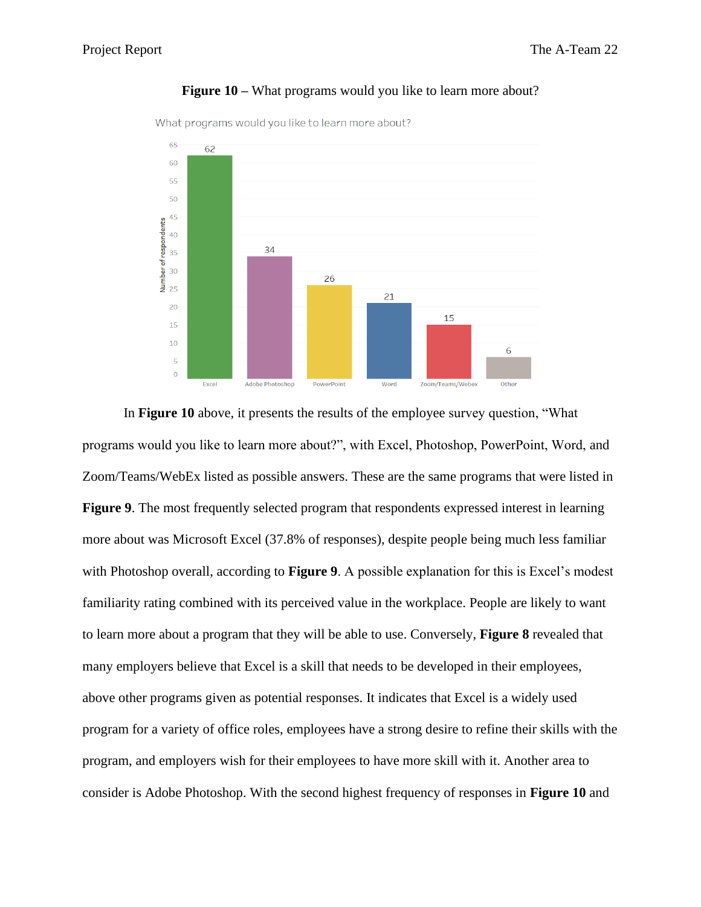**Figure 10** – What programs would you like to learn more about?

In **Figure 10** above, it presents the results of the employee survey question, “What programs would you like to learn more about?”, with Excel, Photoshop, PowerPoint, Word, and Zoom/Teams/WebEx listed as possible answers. These are the same programs that were listed in **Figure 9**. The most frequently selected program that respondents expressed interest in learning more about was Microsoft Excel (37.8% of responses), despite people being much less familiar with Photoshop overall, according to **Figure 9**. A possible explanation for this is Excel’s modest familiarity rating combined with its perceived value in the workplace. People are likely to want to learn more about a program that they will be able to use. Conversely, **Figure 8** revealed that many employers believe that Excel is a skill that needs to be developed in their employees, above other programs given as potential responses. It indicates that Excel is a widely used program for a variety of office roles, employees have a strong desire to refine their skills with the program, and employers wish for their employees to have more skill with it. Another area to consider is Adobe Photoshop. With the second highest frequency of responses in **Figure 10** and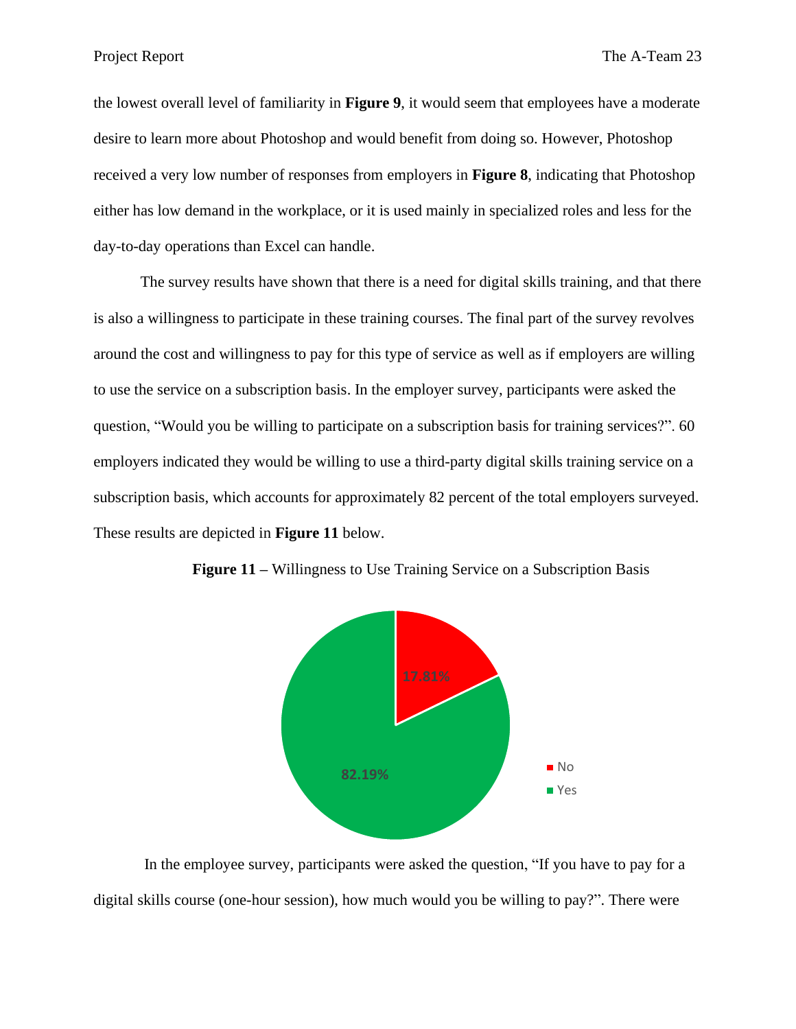the lowest overall level of familiarity in **Figure 9**, it would seem that employees have a moderate desire to learn more about Photoshop and would benefit from doing so. However, Photoshop received a very low number of responses from employers in **Figure 8**, indicating that Photoshop either has low demand in the workplace, or it is used mainly in specialized roles and less for the day-to-day operations than Excel can handle.

The survey results have shown that there is a need for digital skills training, and that there is also a willingness to participate in these training courses. The final part of the survey revolves around the cost and willingness to pay for this type of service as well as if employers are willing to use the service on a subscription basis. In the employer survey, participants were asked the question, "Would you be willing to participate on a subscription basis for training services?". 60 employers indicated they would be willing to use a third-party digital skills training service on a subscription basis, which accounts for approximately 82 percent of the total employers surveyed. These results are depicted in **Figure 11** below.

**Figure 11 –** Willingness to Use Training Service on a Subscription Basis

| Response | Percentage |
|---|---|
| No | 17.81% |
| Yes | 82.19% |

In the employee survey, participants were asked the question, "If you have to pay for a digital skills course (one-hour session), how much would you be willing to pay?". There were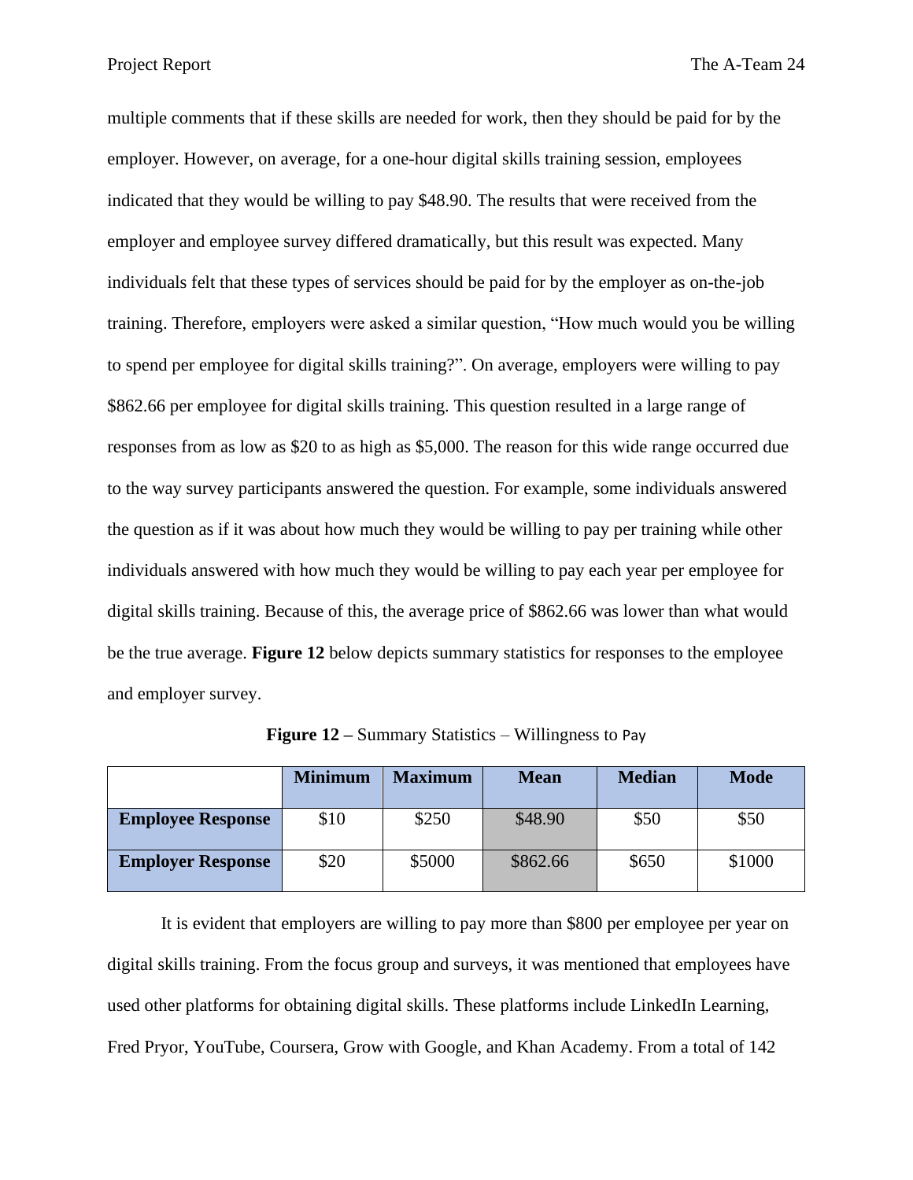multiple comments that if these skills are needed for work, then they should be paid for by the employer. However, on average, for a one-hour digital skills training session, employees indicated that they would be willing to pay $48.90. The results that were received from the employer and employee survey differed dramatically, but this result was expected. Many individuals felt that these types of services should be paid for by the employer as on-the-job training. Therefore, employers were asked a similar question, "How much would you be willing to spend per employee for digital skills training?". On average, employers were willing to pay $862.66 per employee for digital skills training. This question resulted in a large range of responses from as low as $20 to as high as $5,000. The reason for this wide range occurred due to the way survey participants answered the question. For example, some individuals answered the question as if it was about how much they would be willing to pay per training while other individuals answered with how much they would be willing to pay each year per employee for digital skills training. Because of this, the average price of $862.66 was lower than what would be the true average. **Figure 12** below depicts summary statistics for responses to the employee and employer survey.

**Figure 12 –** Summary Statistics – Willingness to Pay

| | Minimum | Maximum | Mean | Median | Mode |
|---|---|---|---|---|---|
| **Employee Response** | $10 | $250 | $48.90 | $50 | $50 |
| **Employer Response** | $20 | $5000 | $862.66 | $650 | $1000 |

It is evident that employers are willing to pay more than $800 per employee per year on digital skills training. From the focus group and surveys, it was mentioned that employees have used other platforms for obtaining digital skills. These platforms include LinkedIn Learning, Fred Pryor, YouTube, Coursera, Grow with Google, and Khan Academy. From a total of 142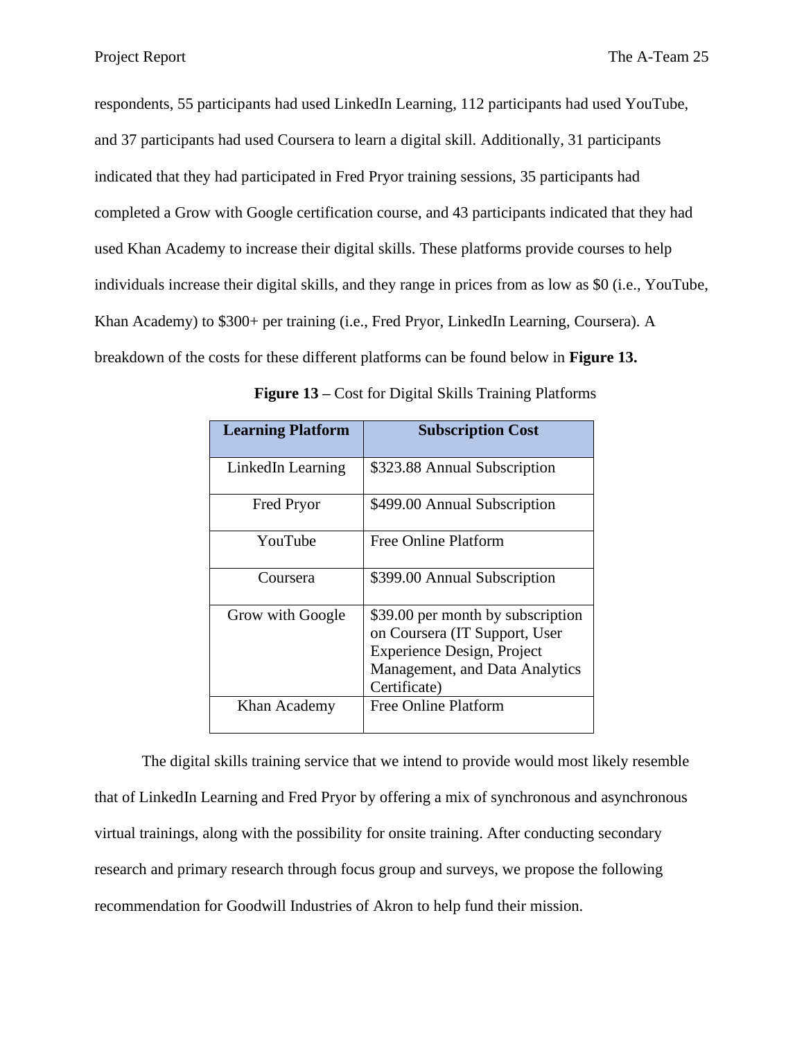respondents, 55 participants had used LinkedIn Learning, 112 participants had used YouTube, and 37 participants had used Coursera to learn a digital skill. Additionally, 31 participants indicated that they had participated in Fred Pryor training sessions, 35 participants had completed a Grow with Google certification course, and 43 participants indicated that they had used Khan Academy to increase their digital skills. These platforms provide courses to help individuals increase their digital skills, and they range in prices from as low as $0 (i.e., YouTube, Khan Academy) to $300+ per training (i.e., Fred Pryor, LinkedIn Learning, Coursera). A breakdown of the costs for these different platforms can be found below in **Figure 13.**

**Figure 13 –** Cost for Digital Skills Training Platforms

| Learning Platform | Subscription Cost |
|---|---|
| LinkedIn Learning | $323.88 Annual Subscription |
| Fred Pryor | $499.00 Annual Subscription |
| YouTube | Free Online Platform |
| Coursera | $399.00 Annual Subscription |
| Grow with Google | $39.00 per month by subscription on Coursera (IT Support, User Experience Design, Project Management, and Data Analytics Certificate) |
| Khan Academy | Free Online Platform |

The digital skills training service that we intend to provide would most likely resemble that of LinkedIn Learning and Fred Pryor by offering a mix of synchronous and asynchronous virtual trainings, along with the possibility for onsite training. After conducting secondary research and primary research through focus group and surveys, we propose the following recommendation for Goodwill Industries of Akron to help fund their mission.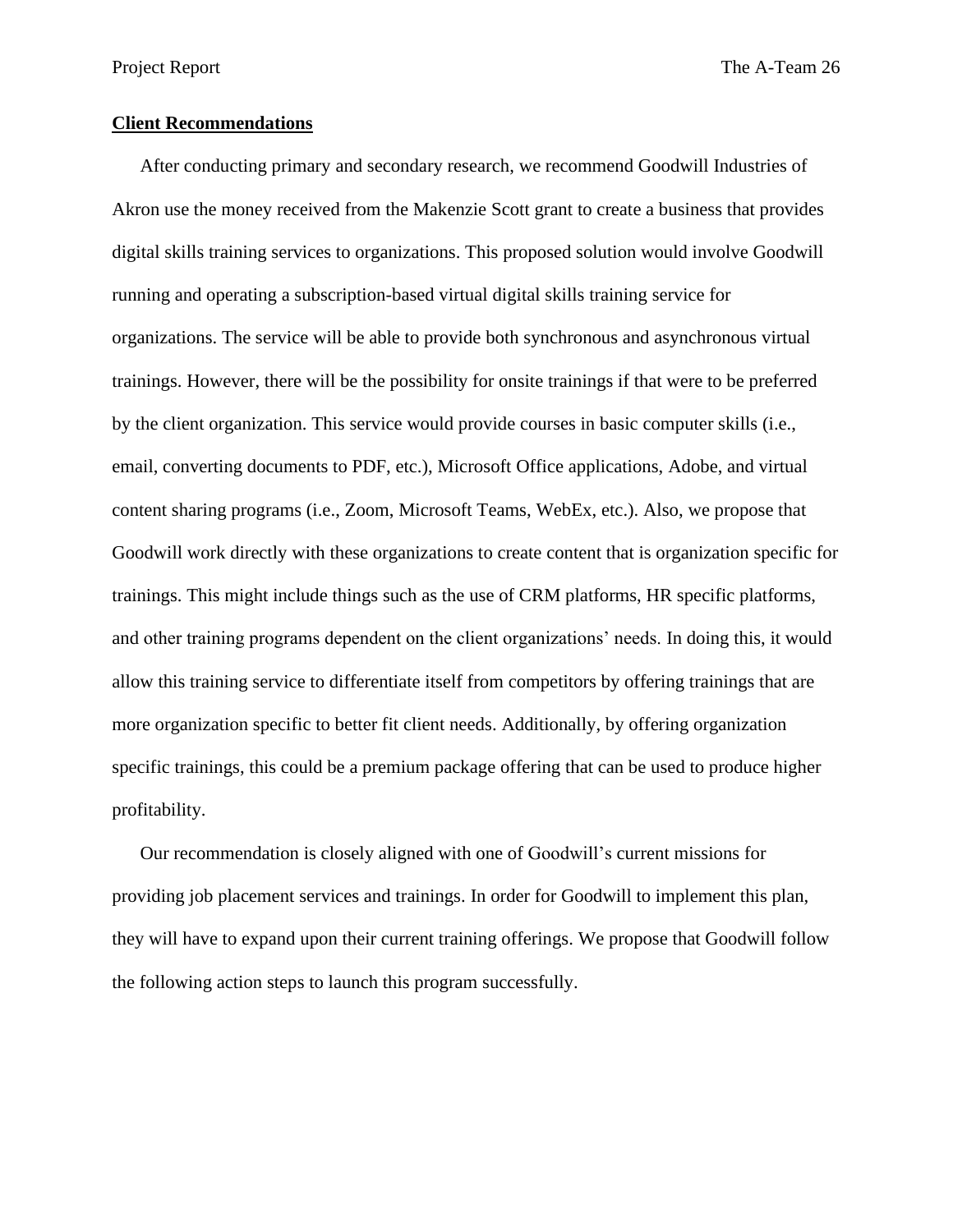## **Client Recommendations**

After conducting primary and secondary research, we recommend Goodwill Industries of Akron use the money received from the Makenzie Scott grant to create a business that provides digital skills training services to organizations. This proposed solution would involve Goodwill running and operating a subscription-based virtual digital skills training service for organizations. The service will be able to provide both synchronous and asynchronous virtual trainings. However, there will be the possibility for onsite trainings if that were to be preferred by the client organization. This service would provide courses in basic computer skills (i.e., email, converting documents to PDF, etc.), Microsoft Office applications, Adobe, and virtual content sharing programs (i.e., Zoom, Microsoft Teams, WebEx, etc.). Also, we propose that Goodwill work directly with these organizations to create content that is organization specific for trainings. This might include things such as the use of CRM platforms, HR specific platforms, and other training programs dependent on the client organizations' needs. In doing this, it would allow this training service to differentiate itself from competitors by offering trainings that are more organization specific to better fit client needs. Additionally, by offering organization specific trainings, this could be a premium package offering that can be used to produce higher profitability.

Our recommendation is closely aligned with one of Goodwill's current missions for providing job placement services and trainings. In order for Goodwill to implement this plan, they will have to expand upon their current training offerings. We propose that Goodwill follow the following action steps to launch this program successfully.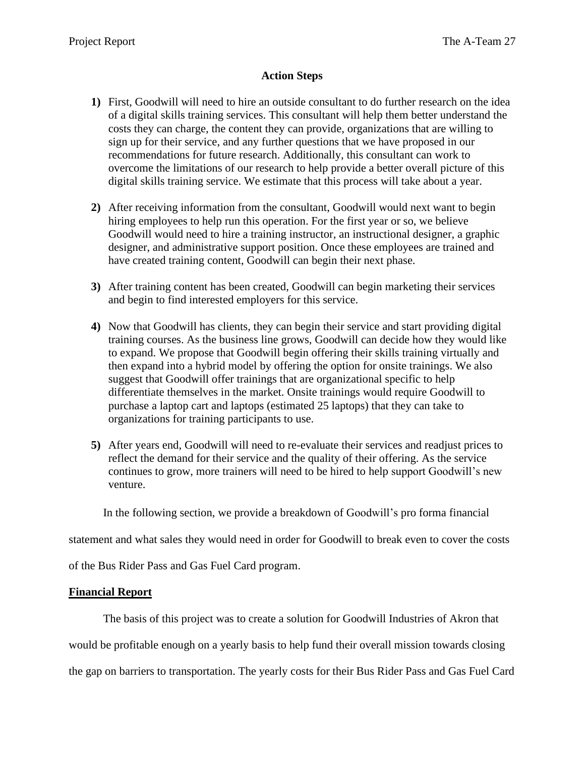### Action Steps

1) First, Goodwill will need to hire an outside consultant to do further research on the idea of a digital skills training services. This consultant will help them better understand the costs they can charge, the content they can provide, organizations that are willing to sign up for their service, and any further questions that we have proposed in our recommendations for future research. Additionally, this consultant can work to overcome the limitations of our research to help provide a better overall picture of this digital skills training service. We estimate that this process will take about a year.

2) After receiving information from the consultant, Goodwill would next want to begin hiring employees to help run this operation. For the first year or so, we believe Goodwill would need to hire a training instructor, an instructional designer, a graphic designer, and administrative support position. Once these employees are trained and have created training content, Goodwill can begin their next phase.

3) After training content has been created, Goodwill can begin marketing their services and begin to find interested employers for this service.

4) Now that Goodwill has clients, they can begin their service and start providing digital training courses. As the business line grows, Goodwill can decide how they would like to expand. We propose that Goodwill begin offering their skills training virtually and then expand into a hybrid model by offering the option for onsite trainings. We also suggest that Goodwill offer trainings that are organizational specific to help differentiate themselves in the market. Onsite trainings would require Goodwill to purchase a laptop cart and laptops (estimated 25 laptops) that they can take to organizations for training participants to use.

5) After years end, Goodwill will need to re-evaluate their services and readjust prices to reflect the demand for their service and the quality of their offering. As the service continues to grow, more trainers will need to be hired to help support Goodwill's new venture.

In the following section, we provide a breakdown of Goodwill's pro forma financial statement and what sales they would need in order for Goodwill to break even to cover the costs of the Bus Rider Pass and Gas Fuel Card program.

## Financial Report

The basis of this project was to create a solution for Goodwill Industries of Akron that would be profitable enough on a yearly basis to help fund their overall mission towards closing the gap on barriers to transportation. The yearly costs for their Bus Rider Pass and Gas Fuel Card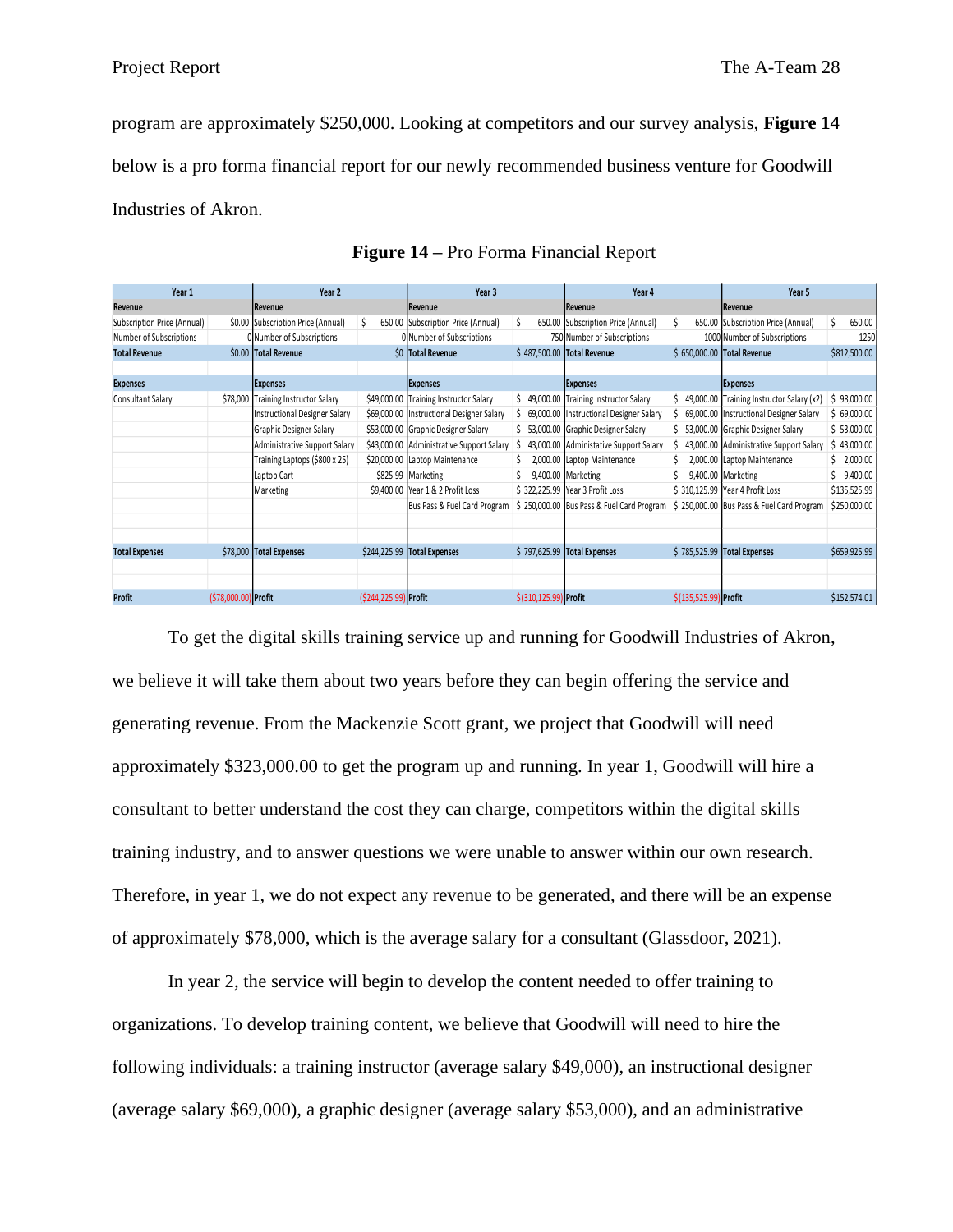program are approximately $250,000. Looking at competitors and our survey analysis, **Figure 14** below is a pro forma financial report for our newly recommended business venture for Goodwill Industries of Akron.

**Figure 14** – Pro Forma Financial Report

| Year 1 | | Year 2 | | Year 3 | | Year 4 | | Year 5 | |
|---|---|---|---|---|---|---|---|---|---|
| **Revenue** | | **Revenue** | | **Revenue** | | **Revenue** | | **Revenue** | |
| Subscription Price (Annual) | $0.00 | Subscription Price (Annual) | $ 650.00 | Subscription Price (Annual) | $ 650.00 | Subscription Price (Annual) | $ 650.00 | Subscription Price (Annual) | $ 650.00 |
| Number of Subscriptions | 0 | Number of Subscriptions | 0 | Number of Subscriptions | 750 | Number of Subscriptions | 1000 | Number of Subscriptions | 1250 |
| **Total Revenue** | $0.00 | **Total Revenue** | $0 | **Total Revenue** | $ 487,500.00 | **Total Revenue** | $ 650,000.00 | **Total Revenue** | $812,500.00 |
| | | | | | | | | | |
| **Expenses** | | **Expenses** | | **Expenses** | | **Expenses** | | **Expenses** | |
| Consultant Salary | $78,000 | Training Instructor Salary | $49,000.00 | Training Instructor Salary | $ 49,000.00 | Training Instructor Salary | $ 49,000.00 | Training Instructor Salary (x2) | $ 98,000.00 |
| | | Instructional Designer Salary | $69,000.00 | Instructional Designer Salary | $ 69,000.00 | Instructional Designer Salary | $ 69,000.00 | Instructional Designer Salary | $ 69,000.00 |
| | | Graphic Designer Salary | $53,000.00 | Graphic Designer Salary | $ 53,000.00 | Graphic Designer Salary | $ 53,000.00 | Graphic Designer Salary | $ 53,000.00 |
| | | Administrative Support Salary | $43,000.00 | Administrative Support Salary | $ 43,000.00 | Administrative Support Salary | $ 43,000.00 | Administrative Support Salary | $ 43,000.00 |
| | | Training Laptops ($800 x 25) | $20,000.00 | Laptop Maintenance | $ 2,000.00 | Laptop Maintenance | $ 2,000.00 | Laptop Maintenance | $ 2,000.00 |
| | | Laptop Cart | $825.99 | Marketing | $ 9,400.00 | Marketing | $ 9,400.00 | Marketing | $ 9,400.00 |
| | | Marketing | $9,400.00 | Year 1 & 2 Profit Loss | $ 322,225.99 | Year 3 Profit Loss | $ 310,125.99 | Year 4 Profit Loss | $135,525.99 |
| | | | | Bus Pass & Fuel Card Program | $ 250,000.00 | Bus Pass & Fuel Card Program | $ 250,000.00 | Bus Pass & Fuel Card Program | $250,000.00 |
| | | | | | | | | | |
| **Total Expenses** | $78,000 | **Total Expenses** | $244,225.99 | **Total Expenses** | $ 797,625.99 | **Total Expenses** | $ 785,525.99 | **Total Expenses** | $659,925.99 |
| | | | | | | | | | |
| **Profit** | ($78,000.00) | **Profit** | ($244,225.99) | **Profit** | $(310,125.99) | **Profit** | $(135,525.99) | **Profit** | $152,574.01 |

To get the digital skills training service up and running for Goodwill Industries of Akron, we believe it will take them about two years before they can begin offering the service and generating revenue. From the Mackenzie Scott grant, we project that Goodwill will need approximately $323,000.00 to get the program up and running. In year 1, Goodwill will hire a consultant to better understand the cost they can charge, competitors within the digital skills training industry, and to answer questions we were unable to answer within our own research. Therefore, in year 1, we do not expect any revenue to be generated, and there will be an expense of approximately $78,000, which is the average salary for a consultant (Glassdoor, 2021).

In year 2, the service will begin to develop the content needed to offer training to organizations. To develop training content, we believe that Goodwill will need to hire the following individuals: a training instructor (average salary $49,000), an instructional designer (average salary $69,000), a graphic designer (average salary $53,000), and an administrative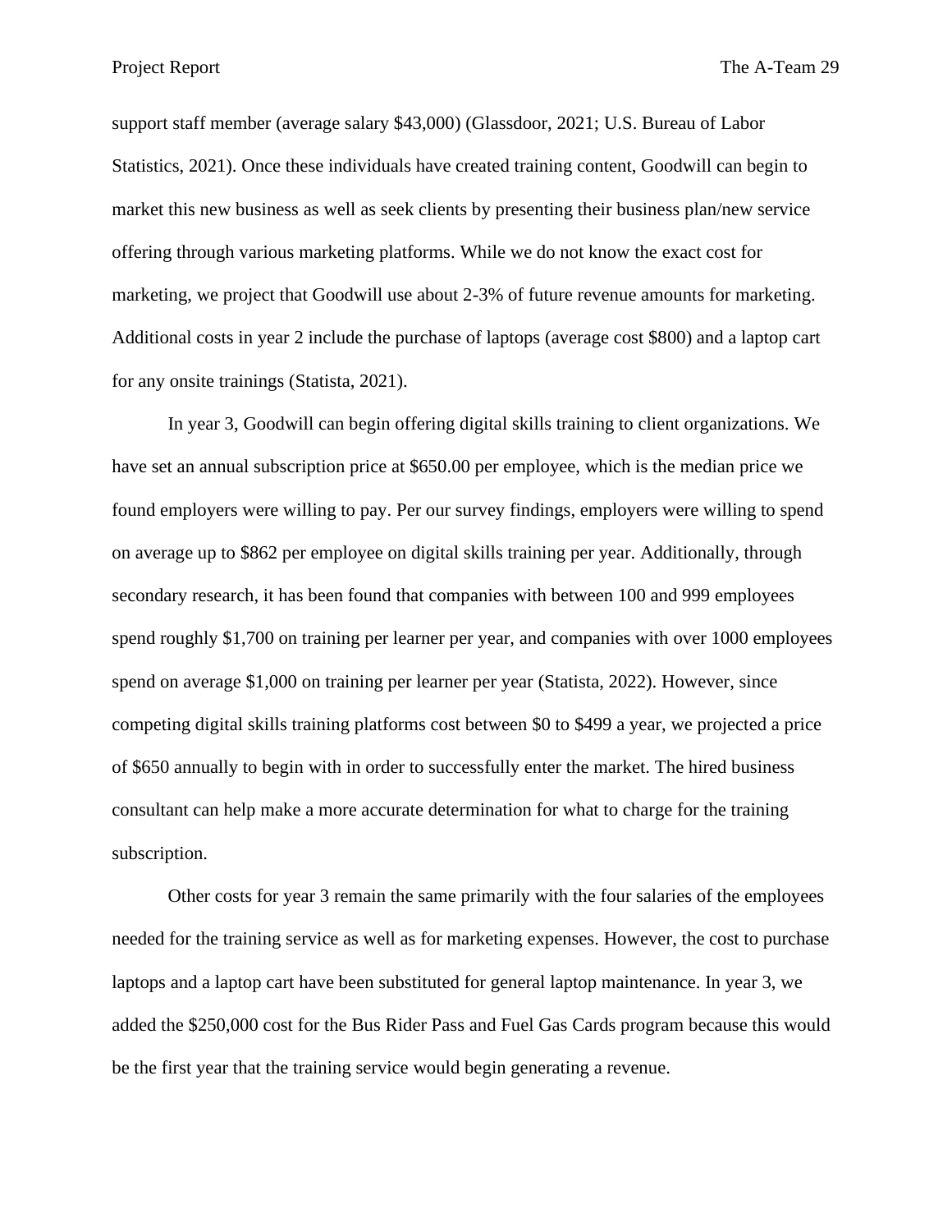support staff member (average salary $43,000) (Glassdoor, 2021; U.S. Bureau of Labor Statistics, 2021). Once these individuals have created training content, Goodwill can begin to market this new business as well as seek clients by presenting their business plan/new service offering through various marketing platforms. While we do not know the exact cost for marketing, we project that Goodwill use about 2-3% of future revenue amounts for marketing. Additional costs in year 2 include the purchase of laptops (average cost $800) and a laptop cart for any onsite trainings (Statista, 2021).

In year 3, Goodwill can begin offering digital skills training to client organizations. We have set an annual subscription price at $650.00 per employee, which is the median price we found employers were willing to pay. Per our survey findings, employers were willing to spend on average up to $862 per employee on digital skills training per year. Additionally, through secondary research, it has been found that companies with between 100 and 999 employees spend roughly $1,700 on training per learner per year, and companies with over 1000 employees spend on average $1,000 on training per learner per year (Statista, 2022). However, since competing digital skills training platforms cost between $0 to $499 a year, we projected a price of $650 annually to begin with in order to successfully enter the market. The hired business consultant can help make a more accurate determination for what to charge for the training subscription.

Other costs for year 3 remain the same primarily with the four salaries of the employees needed for the training service as well as for marketing expenses. However, the cost to purchase laptops and a laptop cart have been substituted for general laptop maintenance. In year 3, we added the $250,000 cost for the Bus Rider Pass and Fuel Gas Cards program because this would be the first year that the training service would begin generating a revenue.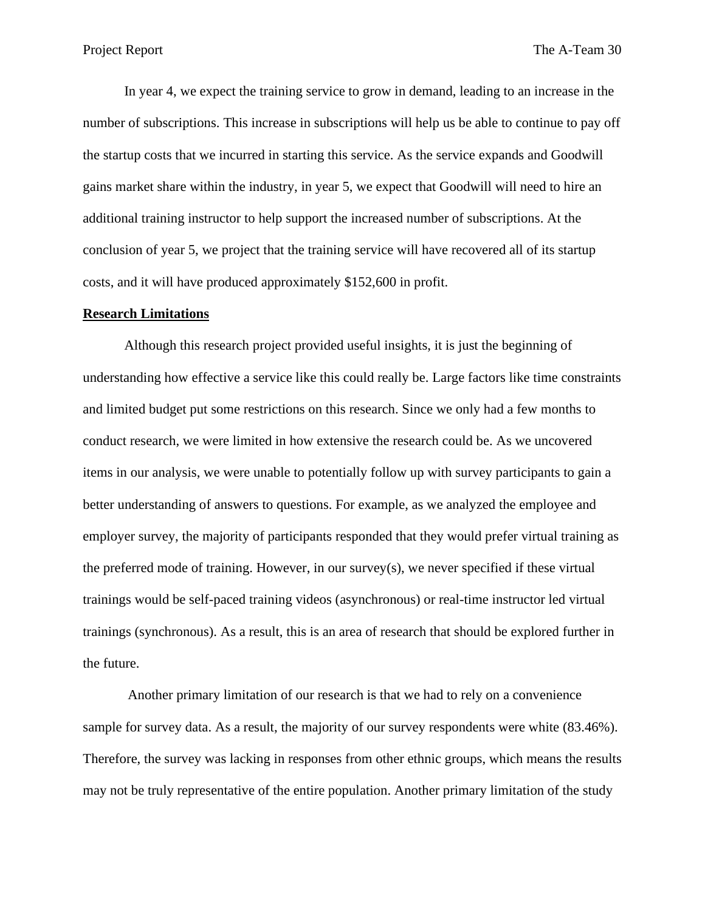In year 4, we expect the training service to grow in demand, leading to an increase in the number of subscriptions. This increase in subscriptions will help us be able to continue to pay off the startup costs that we incurred in starting this service. As the service expands and Goodwill gains market share within the industry, in year 5, we expect that Goodwill will need to hire an additional training instructor to help support the increased number of subscriptions. At the conclusion of year 5, we project that the training service will have recovered all of its startup costs, and it will have produced approximately $152,600 in profit.

**Research Limitations**

Although this research project provided useful insights, it is just the beginning of understanding how effective a service like this could really be. Large factors like time constraints and limited budget put some restrictions on this research. Since we only had a few months to conduct research, we were limited in how extensive the research could be. As we uncovered items in our analysis, we were unable to potentially follow up with survey participants to gain a better understanding of answers to questions. For example, as we analyzed the employee and employer survey, the majority of participants responded that they would prefer virtual training as the preferred mode of training. However, in our survey(s), we never specified if these virtual trainings would be self-paced training videos (asynchronous) or real-time instructor led virtual trainings (synchronous). As a result, this is an area of research that should be explored further in the future.

Another primary limitation of our research is that we had to rely on a convenience sample for survey data. As a result, the majority of our survey respondents were white (83.46%). Therefore, the survey was lacking in responses from other ethnic groups, which means the results may not be truly representative of the entire population. Another primary limitation of the study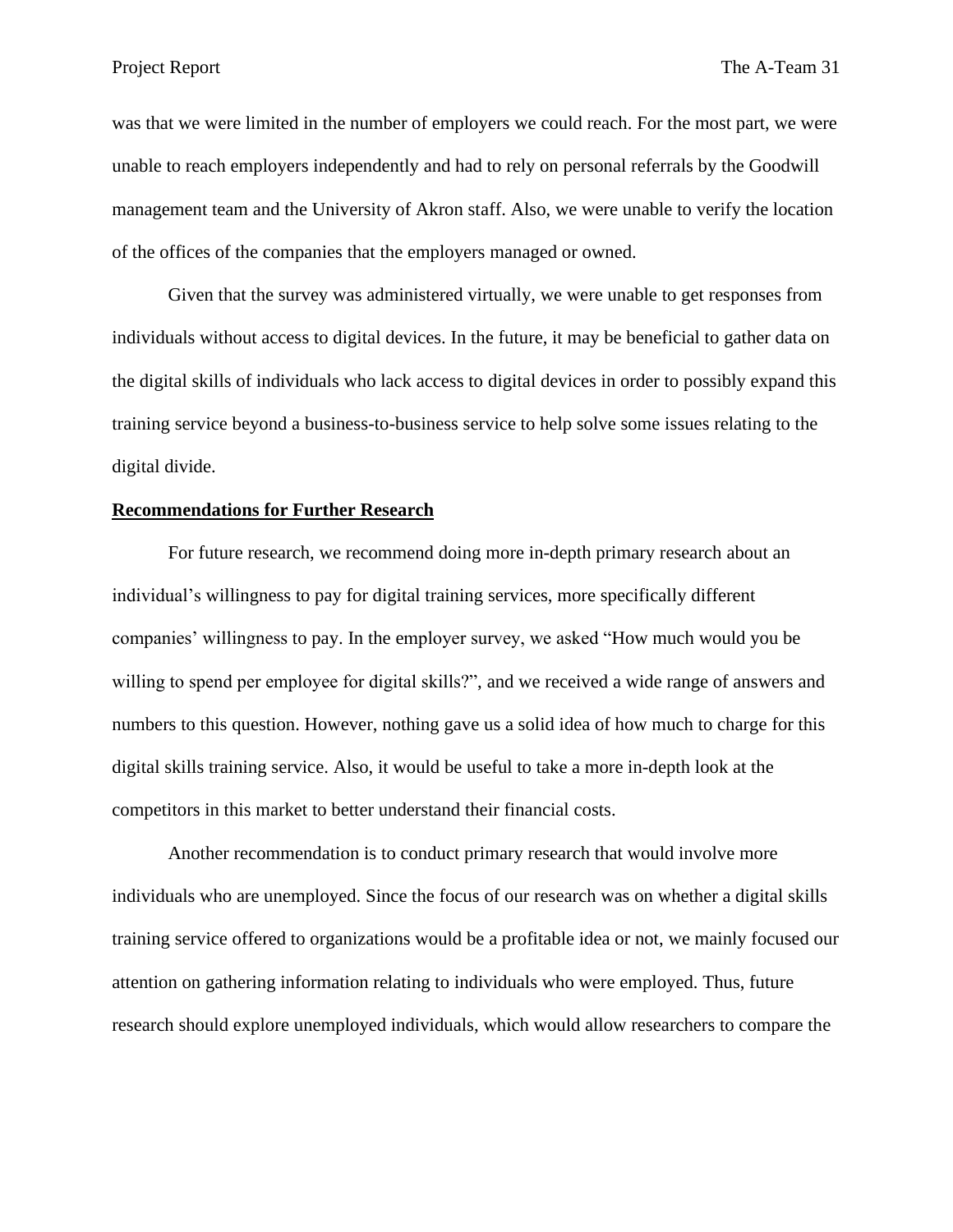was that we were limited in the number of employers we could reach. For the most part, we were unable to reach employers independently and had to rely on personal referrals by the Goodwill management team and the University of Akron staff. Also, we were unable to verify the location of the offices of the companies that the employers managed or owned.

Given that the survey was administered virtually, we were unable to get responses from individuals without access to digital devices. In the future, it may be beneficial to gather data on the digital skills of individuals who lack access to digital devices in order to possibly expand this training service beyond a business-to-business service to help solve some issues relating to the digital divide.

## Recommendations for Further Research

For future research, we recommend doing more in-depth primary research about an individual's willingness to pay for digital training services, more specifically different companies' willingness to pay. In the employer survey, we asked "How much would you be willing to spend per employee for digital skills?", and we received a wide range of answers and numbers to this question. However, nothing gave us a solid idea of how much to charge for this digital skills training service. Also, it would be useful to take a more in-depth look at the competitors in this market to better understand their financial costs.

Another recommendation is to conduct primary research that would involve more individuals who are unemployed. Since the focus of our research was on whether a digital skills training service offered to organizations would be a profitable idea or not, we mainly focused our attention on gathering information relating to individuals who were employed. Thus, future research should explore unemployed individuals, which would allow researchers to compare the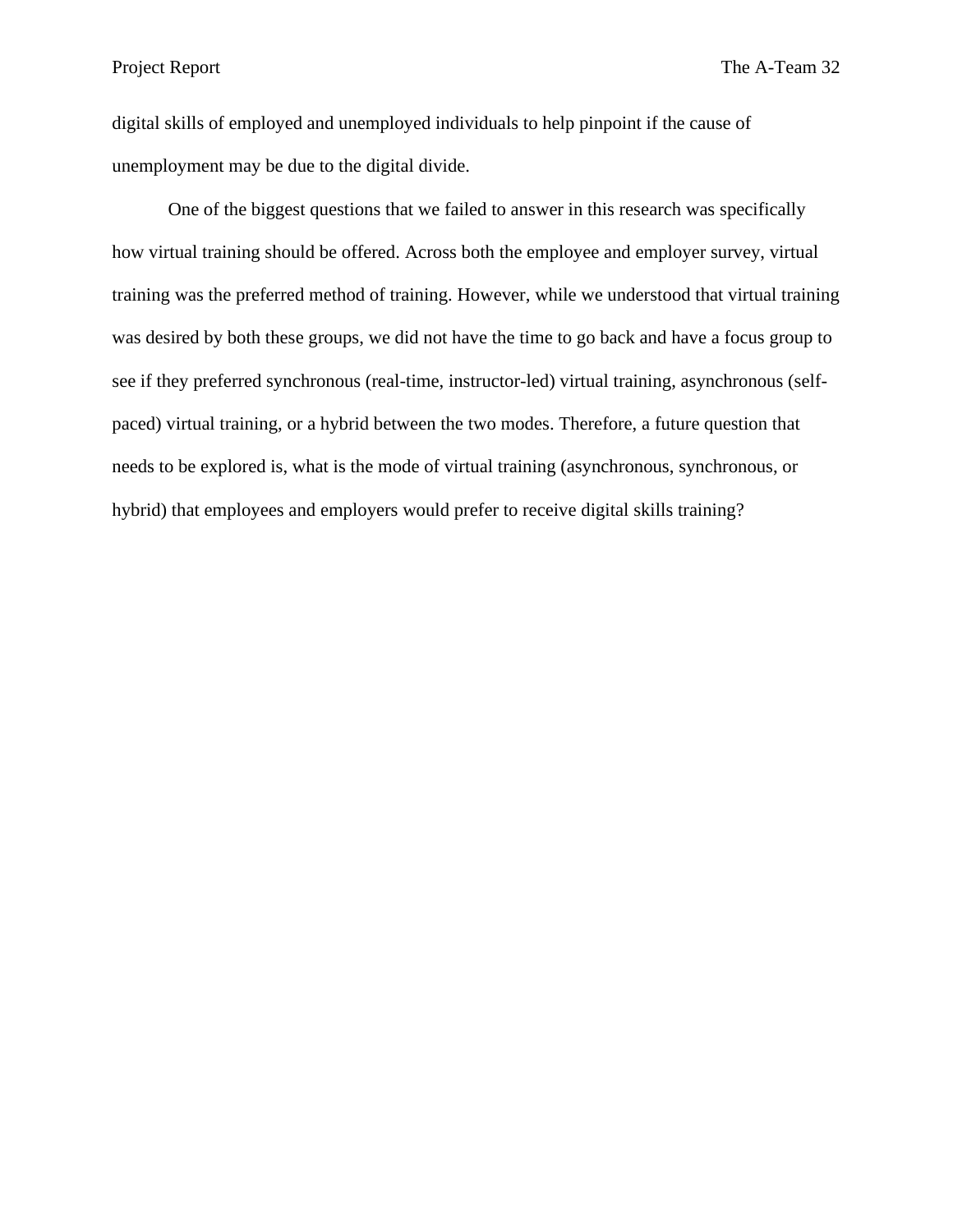digital skills of employed and unemployed individuals to help pinpoint if the cause of unemployment may be due to the digital divide.

One of the biggest questions that we failed to answer in this research was specifically how virtual training should be offered. Across both the employee and employer survey, virtual training was the preferred method of training. However, while we understood that virtual training was desired by both these groups, we did not have the time to go back and have a focus group to see if they preferred synchronous (real-time, instructor-led) virtual training, asynchronous (self-paced) virtual training, or a hybrid between the two modes. Therefore, a future question that needs to be explored is, what is the mode of virtual training (asynchronous, synchronous, or hybrid) that employees and employers would prefer to receive digital skills training?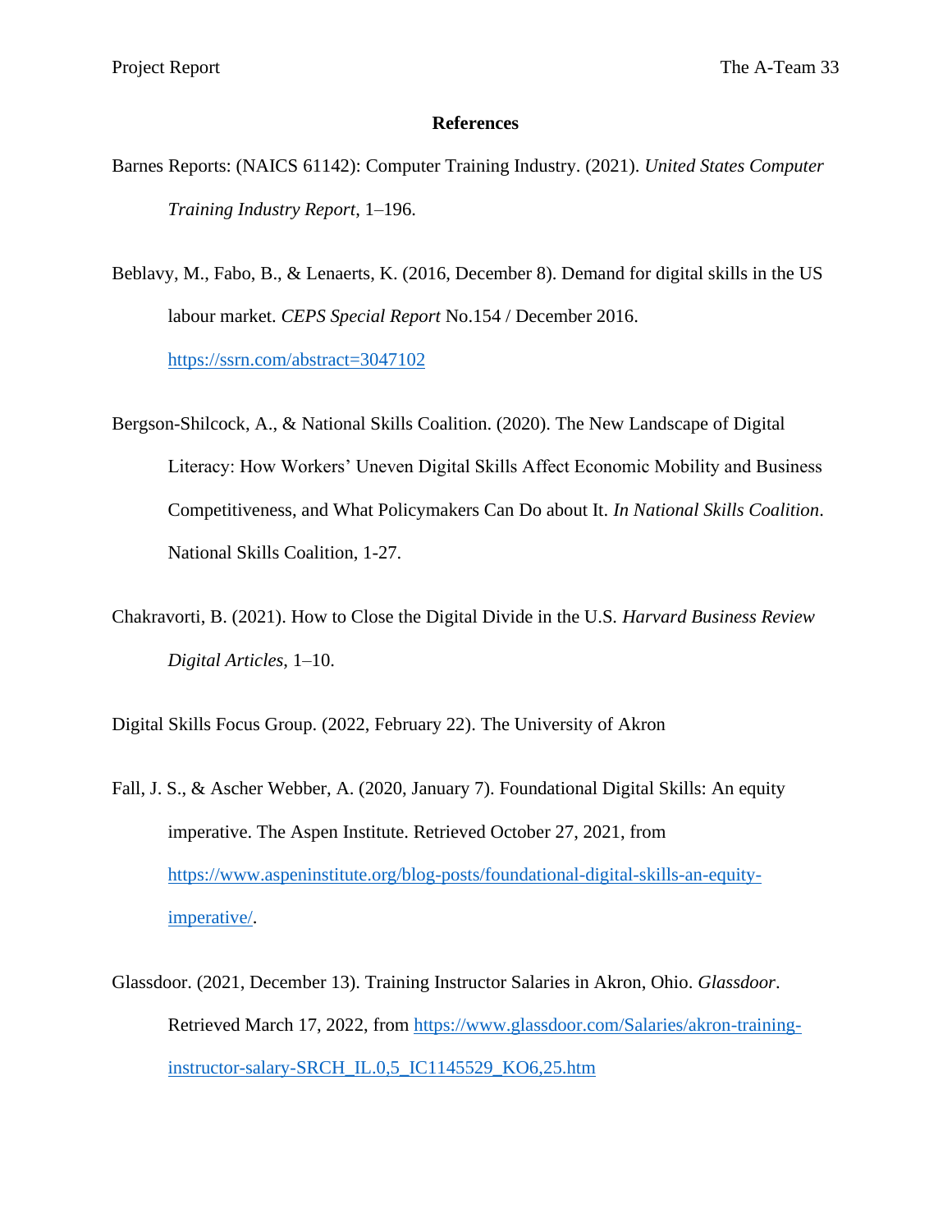## References

Barnes Reports: (NAICS 61142): Computer Training Industry. (2021). *United States Computer Training Industry Report*, 1–196.

Beblavy, M., Fabo, B., & Lenaerts, K. (2016, December 8). Demand for digital skills in the US labour market. *CEPS Special Report* No.154 / December 2016. https://ssrn.com/abstract=3047102

Bergson-Shilcock, A., & National Skills Coalition. (2020). The New Landscape of Digital Literacy: How Workers' Uneven Digital Skills Affect Economic Mobility and Business Competitiveness, and What Policymakers Can Do about It. *In National Skills Coalition*. National Skills Coalition, 1-27.

Chakravorti, B. (2021). How to Close the Digital Divide in the U.S. *Harvard Business Review Digital Articles*, 1–10.

Digital Skills Focus Group. (2022, February 22). The University of Akron

Fall, J. S., & Ascher Webber, A. (2020, January 7). Foundational Digital Skills: An equity imperative. The Aspen Institute. Retrieved October 27, 2021, from https://www.aspeninstitute.org/blog-posts/foundational-digital-skills-an-equity-imperative/.

Glassdoor. (2021, December 13). Training Instructor Salaries in Akron, Ohio. *Glassdoor*. Retrieved March 17, 2022, from https://www.glassdoor.com/Salaries/akron-training-instructor-salary-SRCH_IL.0,5_IC1145529_KO6,25.htm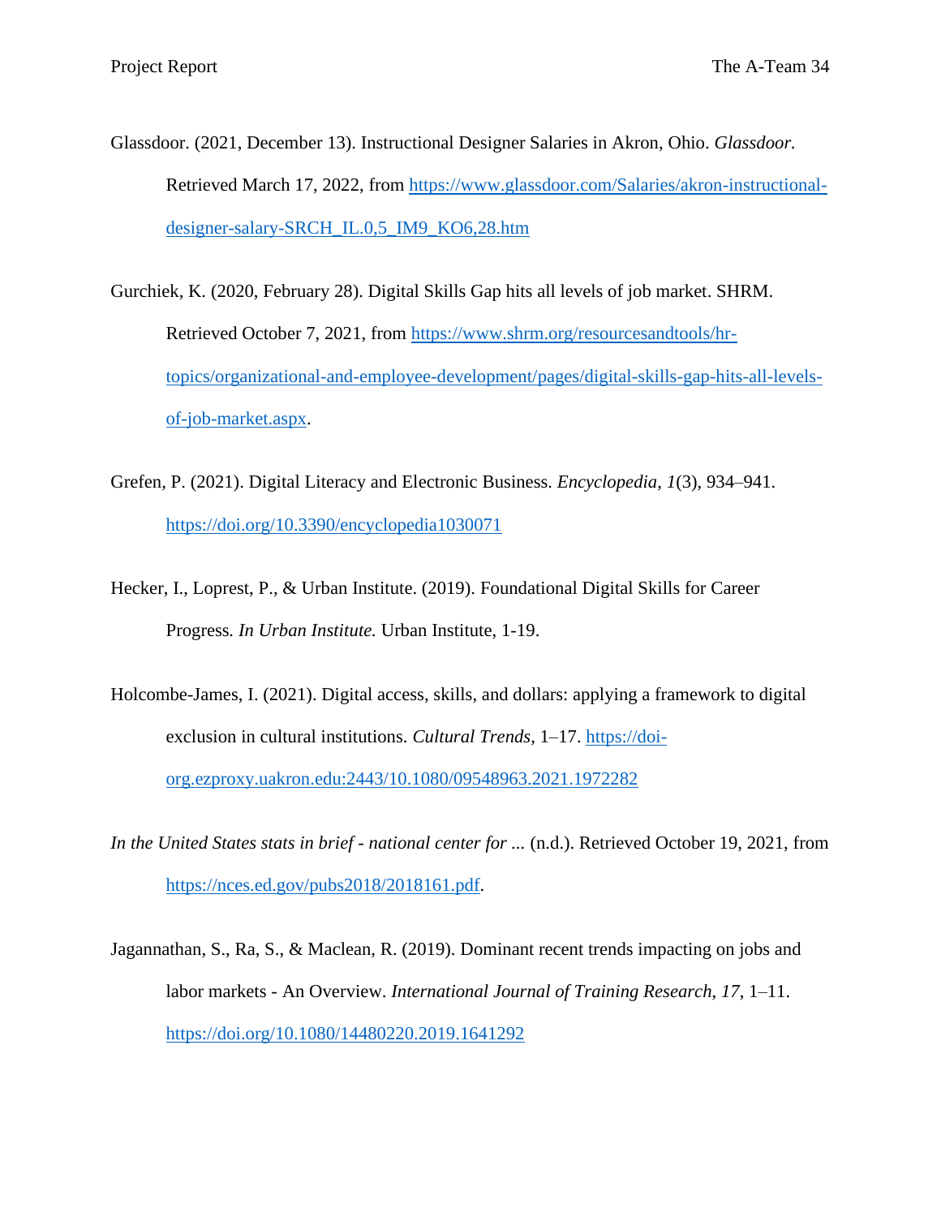Glassdoor. (2021, December 13). Instructional Designer Salaries in Akron, Ohio. *Glassdoor.* Retrieved March 17, 2022, from https://www.glassdoor.com/Salaries/akron-instructional-designer-salary-SRCH_IL.0,5_IM9_KO6,28.htm

Gurchiek, K. (2020, February 28). Digital Skills Gap hits all levels of job market. SHRM. Retrieved October 7, 2021, from https://www.shrm.org/resourcesandtools/hr-topics/organizational-and-employee-development/pages/digital-skills-gap-hits-all-levels-of-job-market.aspx.

Grefen, P. (2021). Digital Literacy and Electronic Business. *Encyclopedia*, *1*(3), 934–941. https://doi.org/10.3390/encyclopedia1030071

Hecker, I., Loprest, P., & Urban Institute. (2019). Foundational Digital Skills for Career Progress. *In Urban Institute.* Urban Institute, 1-19.

Holcombe-James, I. (2021). Digital access, skills, and dollars: applying a framework to digital exclusion in cultural institutions. *Cultural Trends*, 1–17. https://doi-org.ezproxy.uakron.edu:2443/10.1080/09548963.2021.1972282

*In the United States stats in brief - national center for ...* (n.d.). Retrieved October 19, 2021, from https://nces.ed.gov/pubs2018/2018161.pdf.

Jagannathan, S., Ra, S., & Maclean, R. (2019). Dominant recent trends impacting on jobs and labor markets - An Overview. *International Journal of Training Research*, *17*, 1–11. https://doi.org/10.1080/14480220.2019.1641292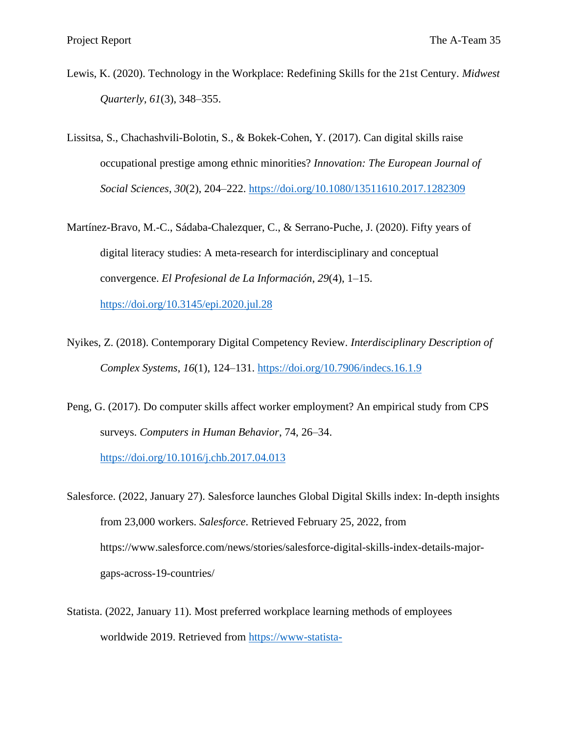Lewis, K. (2020). Technology in the Workplace: Redefining Skills for the 21st Century. *Midwest Quarterly*, *61*(3), 348–355.

Lissitsa, S., Chachashvili-Bolotin, S., & Bokek-Cohen, Y. (2017). Can digital skills raise occupational prestige among ethnic minorities? *Innovation: The European Journal of Social Sciences*, *30*(2), 204–222. https://doi.org/10.1080/13511610.2017.1282309

Martínez-Bravo, M.-C., Sádaba-Chalezquer, C., & Serrano-Puche, J. (2020). Fifty years of digital literacy studies: A meta-research for interdisciplinary and conceptual convergence. *El Profesional de La Información*, *29*(4), 1–15. https://doi.org/10.3145/epi.2020.jul.28

Nyikes, Z. (2018). Contemporary Digital Competency Review. *Interdisciplinary Description of Complex Systems*, *16*(1), 124–131. https://doi.org/10.7906/indecs.16.1.9

Peng, G. (2017). Do computer skills affect worker employment? An empirical study from CPS surveys. *Computers in Human Behavior*, 74, 26–34. https://doi.org/10.1016/j.chb.2017.04.013

Salesforce. (2022, January 27). Salesforce launches Global Digital Skills index: In-depth insights from 23,000 workers. *Salesforce*. Retrieved February 25, 2022, from https://www.salesforce.com/news/stories/salesforce-digital-skills-index-details-major-gaps-across-19-countries/

Statista. (2022, January 11). Most preferred workplace learning methods of employees worldwide 2019. Retrieved from https://www-statista-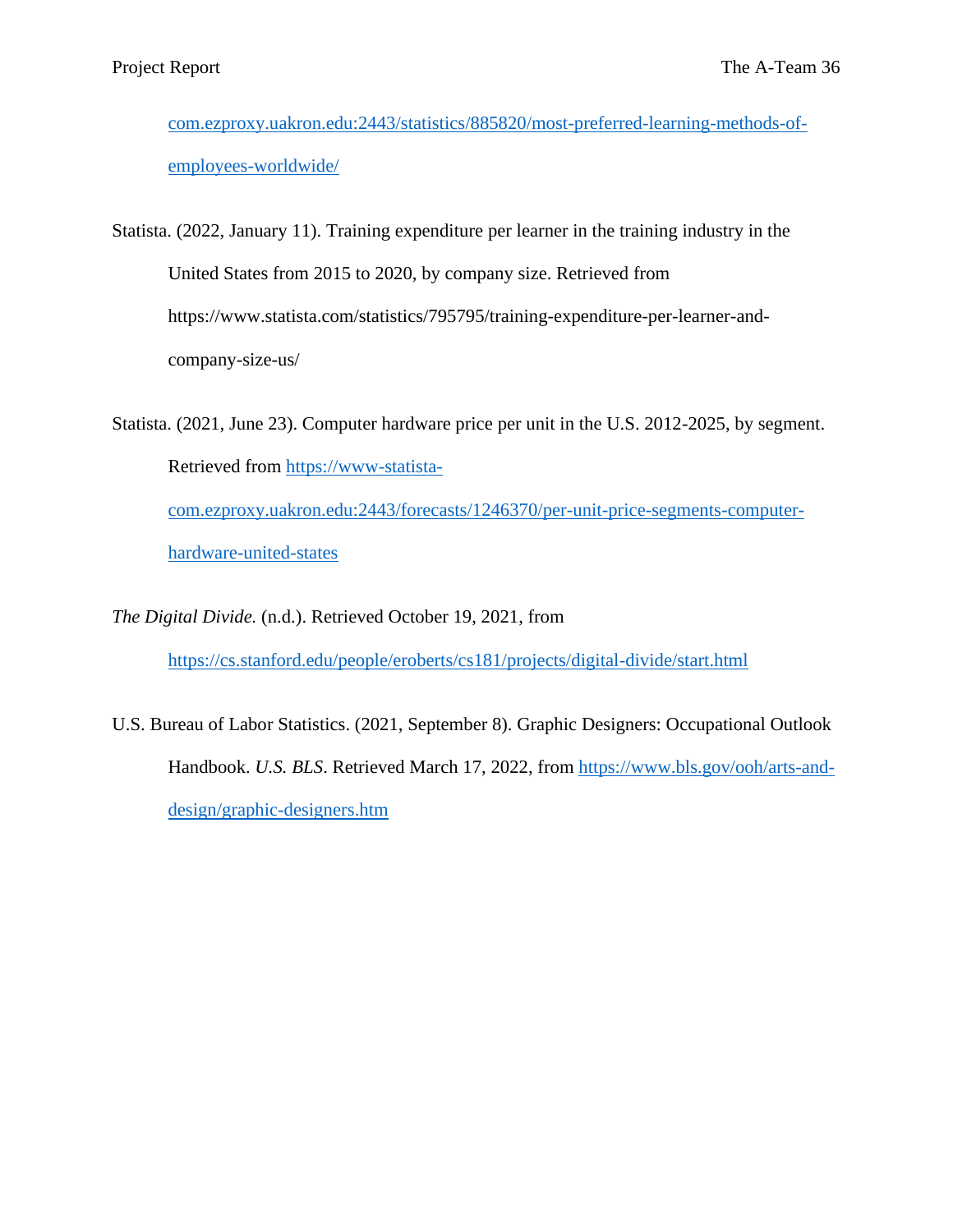com.ezproxy.uakron.edu:2443/statistics/885820/most-preferred-learning-methods-of-employees-worldwide/

Statista. (2022, January 11). Training expenditure per learner in the training industry in the United States from 2015 to 2020, by company size. Retrieved from https://www.statista.com/statistics/795795/training-expenditure-per-learner-and-company-size-us/

Statista. (2021, June 23). Computer hardware price per unit in the U.S. 2012-2025, by segment. Retrieved from https://www-statista-com.ezproxy.uakron.edu:2443/forecasts/1246370/per-unit-price-segments-computer-hardware-united-states

*The Digital Divide.* (n.d.). Retrieved October 19, 2021, from https://cs.stanford.edu/people/eroberts/cs181/projects/digital-divide/start.html

U.S. Bureau of Labor Statistics. (2021, September 8). Graphic Designers: Occupational Outlook Handbook. *U.S. BLS*. Retrieved March 17, 2022, from https://www.bls.gov/ooh/arts-and-design/graphic-designers.htm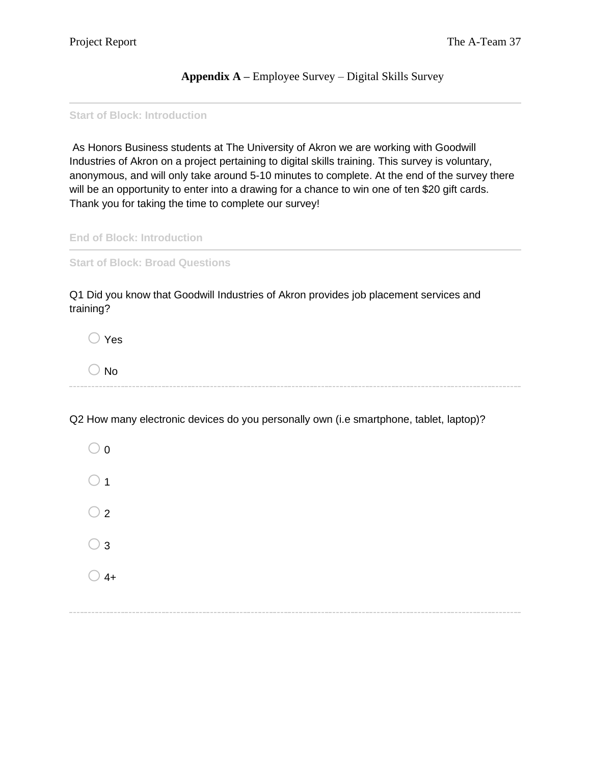**Appendix A** – Employee Survey – Digital Skills Survey

---

Start of Block: Introduction

As Honors Business students at The University of Akron we are working with Goodwill Industries of Akron on a project pertaining to digital skills training. This survey is voluntary, anonymous, and will only take around 5-10 minutes to complete. At the end of the survey there will be an opportunity to enter into a drawing for a chance to win one of ten $20 gift cards. Thank you for taking the time to complete our survey!

End of Block: Introduction

---

Start of Block: Broad Questions

Q1 Did you know that Goodwill Industries of Akron provides job placement services and training?

- ◯ Yes
- ◯ No

---

Q2 How many electronic devices do you personally own (i.e smartphone, tablet, laptop)?

- ◯ 0
- ◯ 1
- ◯ 2
- ◯ 3
- ◯ 4+

---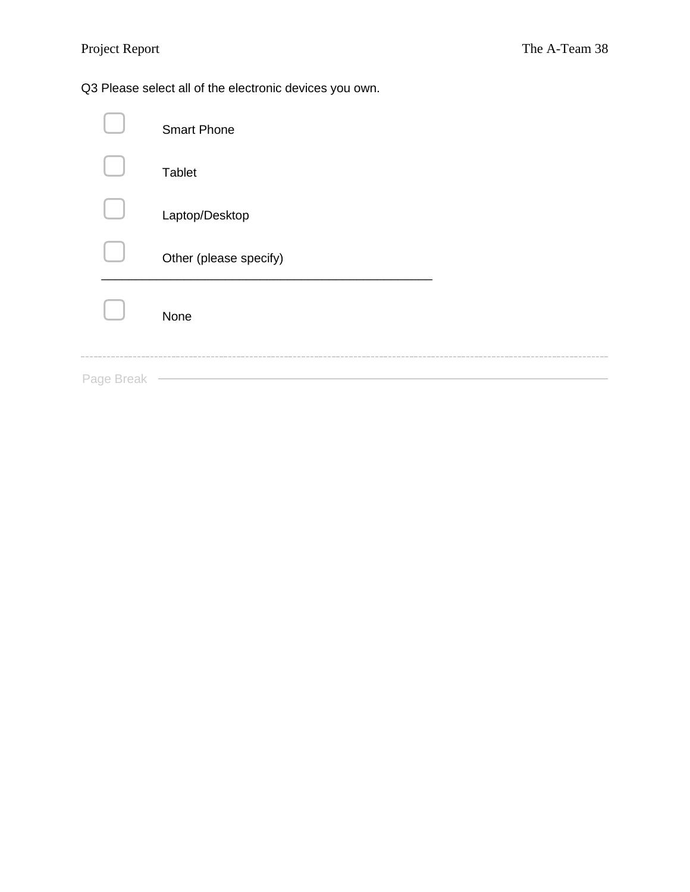Q3 Please select all of the electronic devices you own.

- [ ] Smart Phone
- [ ] Tablet
- [ ] Laptop/Desktop
- [ ] Other (please specify) ________________________________________________
- [ ] None

---

Page Break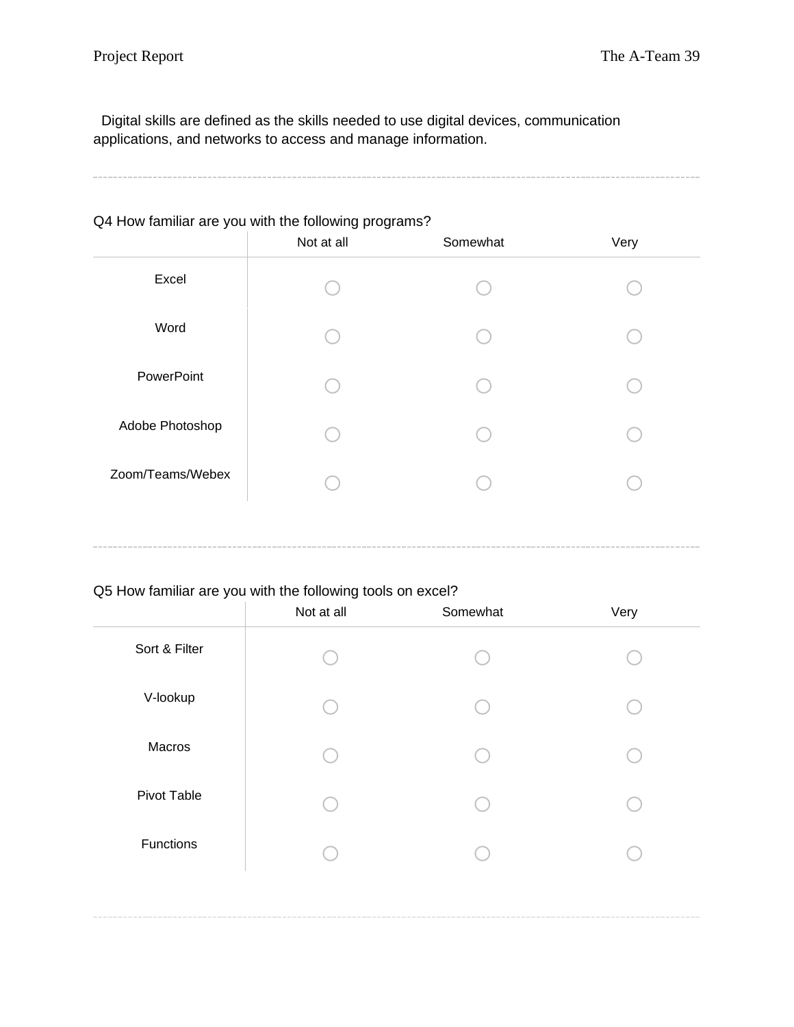Digital skills are defined as the skills needed to use digital devices, communication applications, and networks to access and manage information.

---

Q4 How familiar are you with the following programs?

| | Not at all | Somewhat | Very |
|---|---|---|---|
| Excel | ○ | ○ | ○ |
| Word | ○ | ○ | ○ |
| PowerPoint | ○ | ○ | ○ |
| Adobe Photoshop | ○ | ○ | ○ |
| Zoom/Teams/Webex | ○ | ○ | ○ |

---

Q5 How familiar are you with the following tools on excel?

| | Not at all | Somewhat | Very |
|---|---|---|---|
| Sort & Filter | ○ | ○ | ○ |
| V-lookup | ○ | ○ | ○ |
| Macros | ○ | ○ | ○ |
| Pivot Table | ○ | ○ | ○ |
| Functions | ○ | ○ | ○ |

---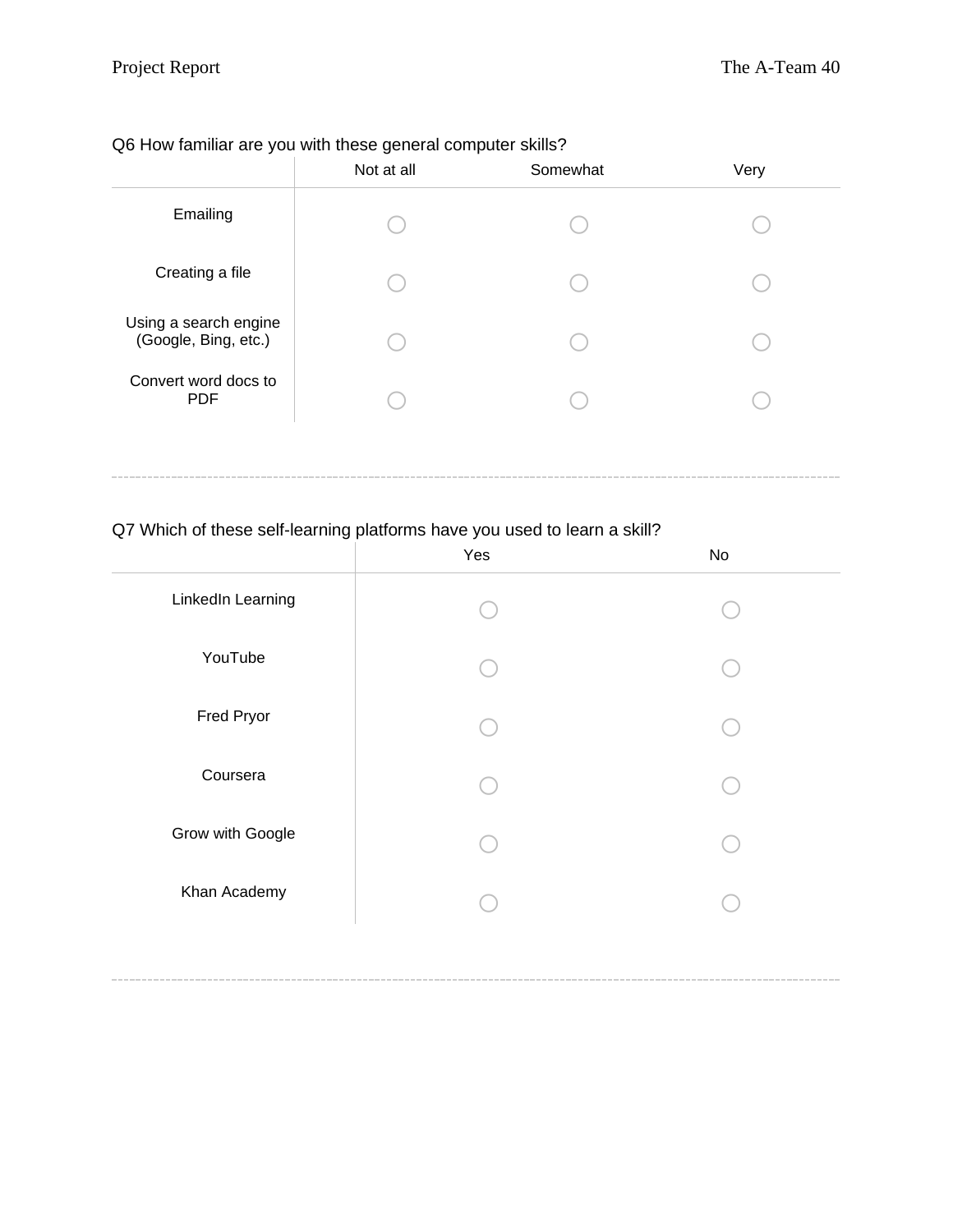Q6 How familiar are you with these general computer skills?

| | Not at all | Somewhat | Very |
|---|---|---|---|
| Emailing | ○ | ○ | ○ |
| Creating a file | ○ | ○ | ○ |
| Using a search engine (Google, Bing, etc.) | ○ | ○ | ○ |
| Convert word docs to PDF | ○ | ○ | ○ |

---

Q7 Which of these self-learning platforms have you used to learn a skill?

| | Yes | No |
|---|---|---|
| LinkedIn Learning | ○ | ○ |
| YouTube | ○ | ○ |
| Fred Pryor | ○ | ○ |
| Coursera | ○ | ○ |
| Grow with Google | ○ | ○ |
| Khan Academy | ○ | ○ |

---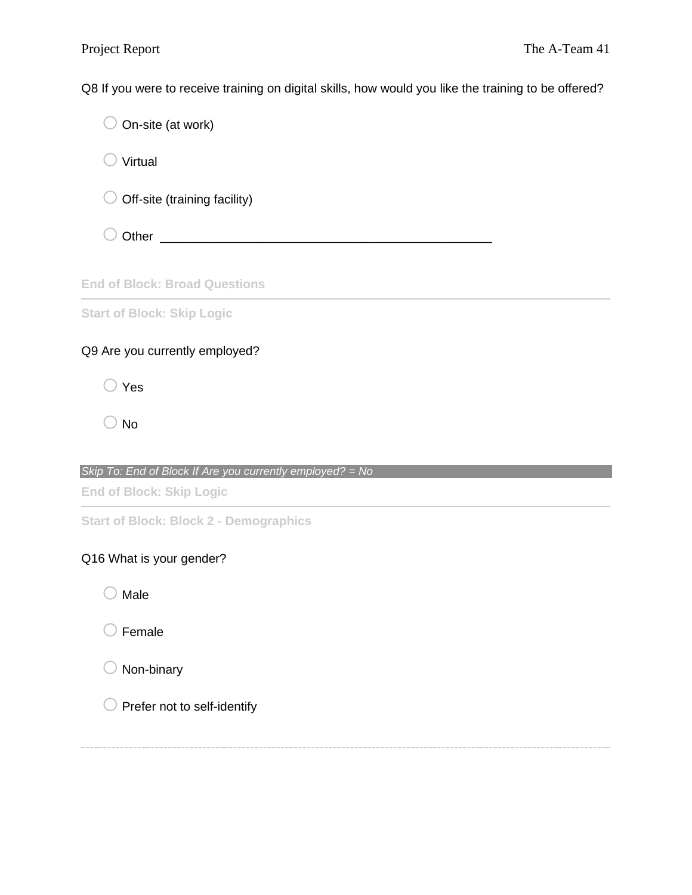Q8 If you were to receive training on digital skills, how would you like the training to be offered?

- ○ On-site (at work)
- ○ Virtual
- ○ Off-site (training facility)
- ○ Other ________________________________________________

**End of Block: Broad Questions**

---

**Start of Block: Skip Logic**

Q9 Are you currently employed?

- ○ Yes
- ○ No

*Skip To: End of Block If Are you currently employed? = No*

**End of Block: Skip Logic**

---

**Start of Block: Block 2 - Demographics**

Q16 What is your gender?

- ○ Male
- ○ Female
- ○ Non-binary
- ○ Prefer not to self-identify

---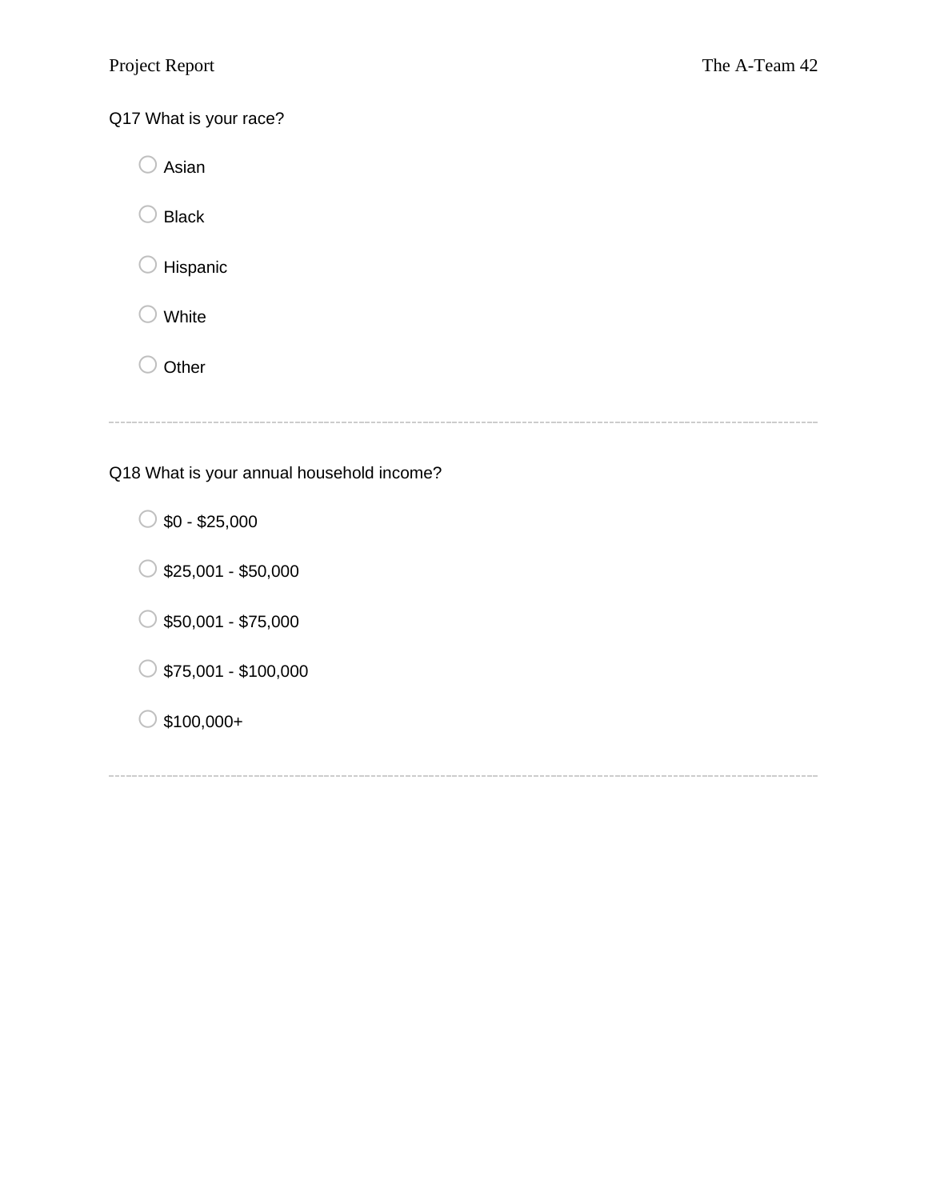Q17 What is your race?

- Asian
- Black
- Hispanic
- White
- Other

---

Q18 What is your annual household income?

- $0 - $25,000
- $25,001 - $50,000
- $50,001 - $75,000
- $75,001 - $100,000
- $100,000+

---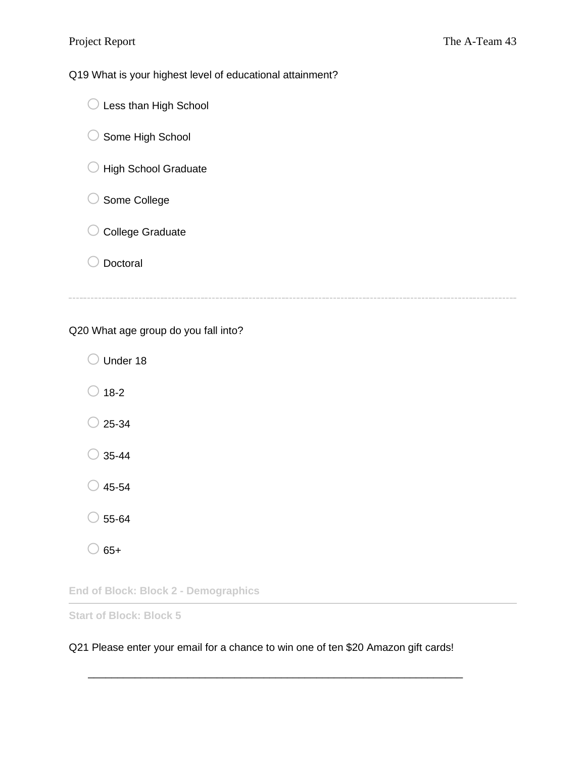Q19 What is your highest level of educational attainment?

- ○ Less than High School
- ○ Some High School
- ○ High School Graduate
- ○ Some College
- ○ College Graduate
- ○ Doctoral

---

Q20 What age group do you fall into?

- ○ Under 18
- ○ 18-2
- ○ 25-34
- ○ 35-44
- ○ 45-54
- ○ 55-64
- ○ 65+

**End of Block: Block 2 - Demographics**

---

**Start of Block: Block 5**

Q21 Please enter your email for a chance to win one of ten $20 Amazon gift cards!

________________________________________________________________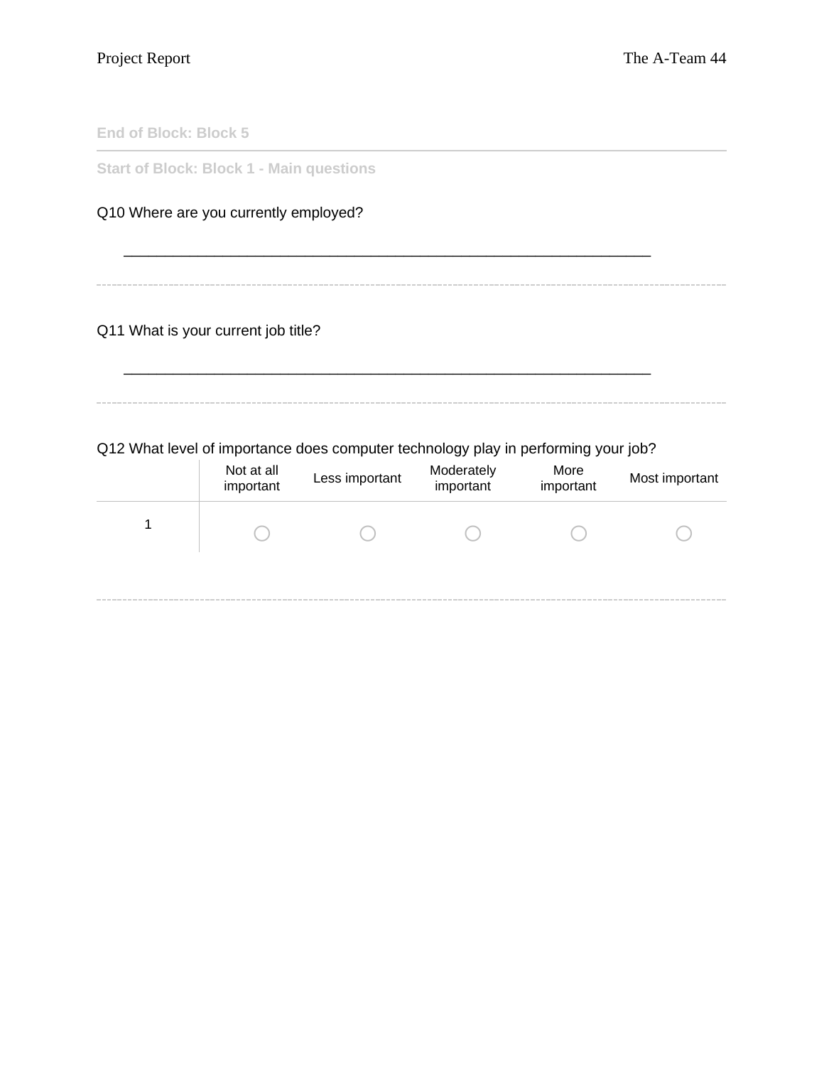End of Block: Block 5

---

Start of Block: Block 1 - Main questions

Q10 Where are you currently employed?

________________________________________________________________

---

Q11 What is your current job title?

________________________________________________________________

---

Q12 What level of importance does computer technology play in performing your job?

| | Not at all important | Less important | Moderately important | More important | Most important |
|---|---|---|---|---|---|
| 1 | ○ | ○ | ○ | ○ | ○ |

---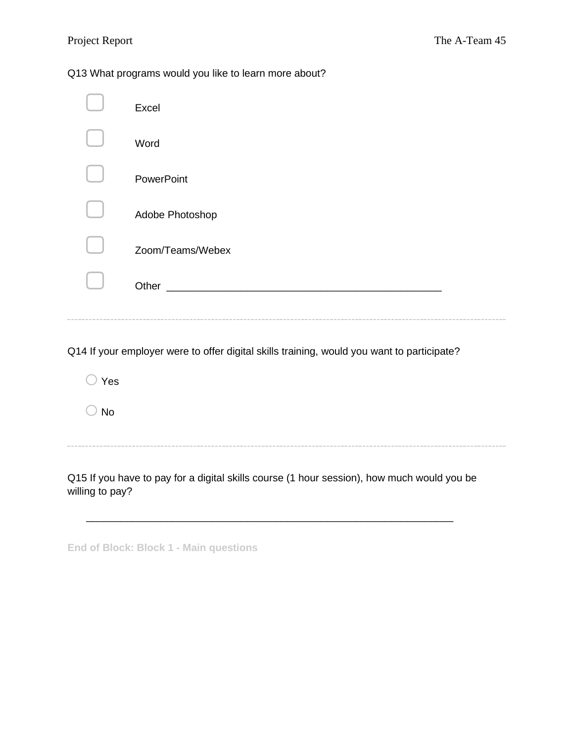Q13 What programs would you like to learn more about?

- ☐ Excel
- ☐ Word
- ☐ PowerPoint
- ☐ Adobe Photoshop
- ☐ Zoom/Teams/Webex
- ☐ Other ________________________________________________

---

Q14 If your employer were to offer digital skills training, would you want to participate?

- ○ Yes
- ○ No

---

Q15 If you have to pay for a digital skills course (1 hour session), how much would you be willing to pay?

________________________________________________________________

**End of Block: Block 1 - Main questions**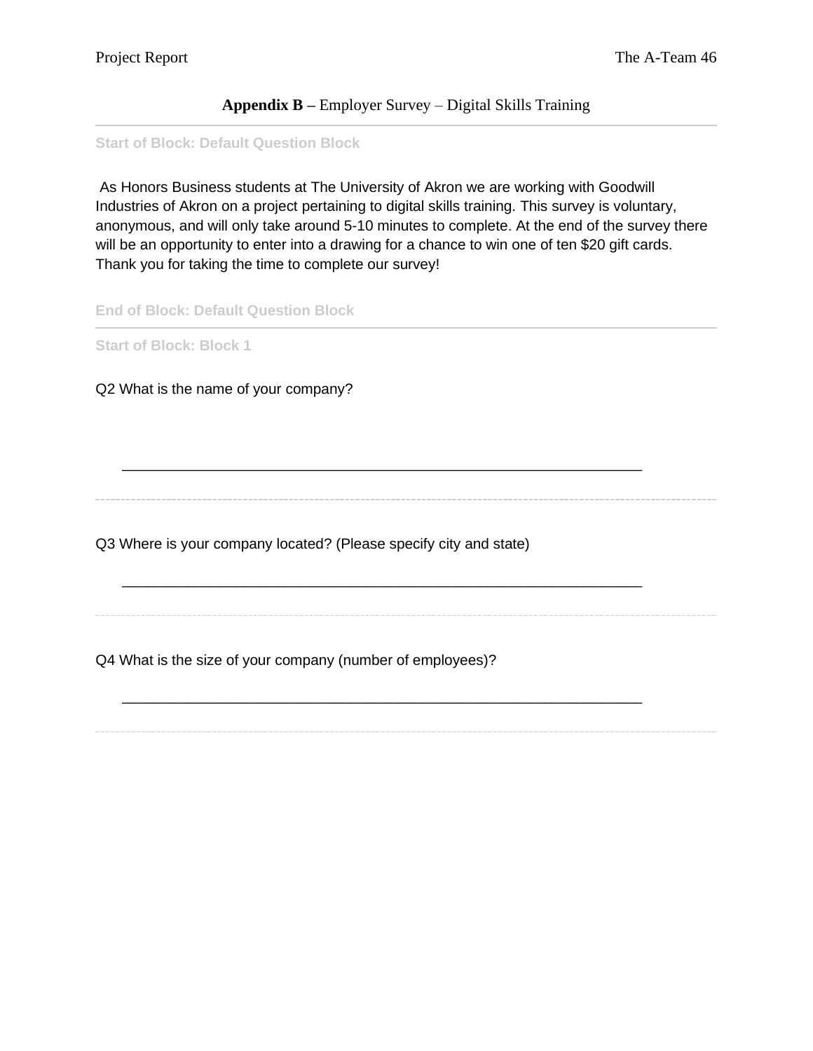**Appendix B –** Employer Survey – Digital Skills Training

Start of Block: Default Question Block

As Honors Business students at The University of Akron we are working with Goodwill Industries of Akron on a project pertaining to digital skills training. This survey is voluntary, anonymous, and will only take around 5-10 minutes to complete. At the end of the survey there will be an opportunity to enter into a drawing for a chance to win one of ten $20 gift cards. Thank you for taking the time to complete our survey!

End of Block: Default Question Block

Start of Block: Block 1

Q2 What is the name of your company?

________________________________________________________________

Q3 Where is your company located? (Please specify city and state)

________________________________________________________________

Q4 What is the size of your company (number of employees)?

________________________________________________________________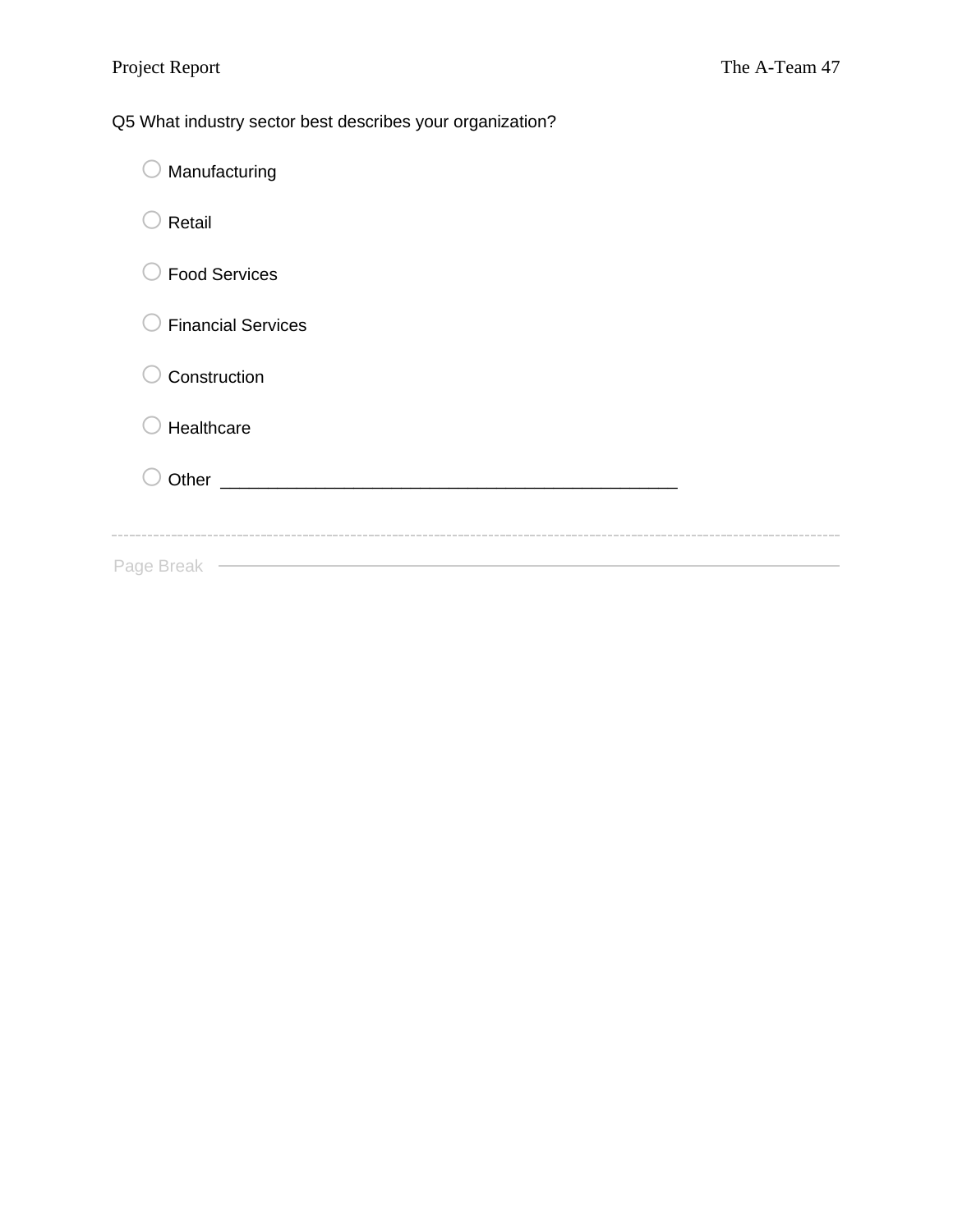Q5 What industry sector best describes your organization?

- Manufacturing
- Retail
- Food Services
- Financial Services
- Construction
- Healthcare
- Other ________________________________________________

Page Break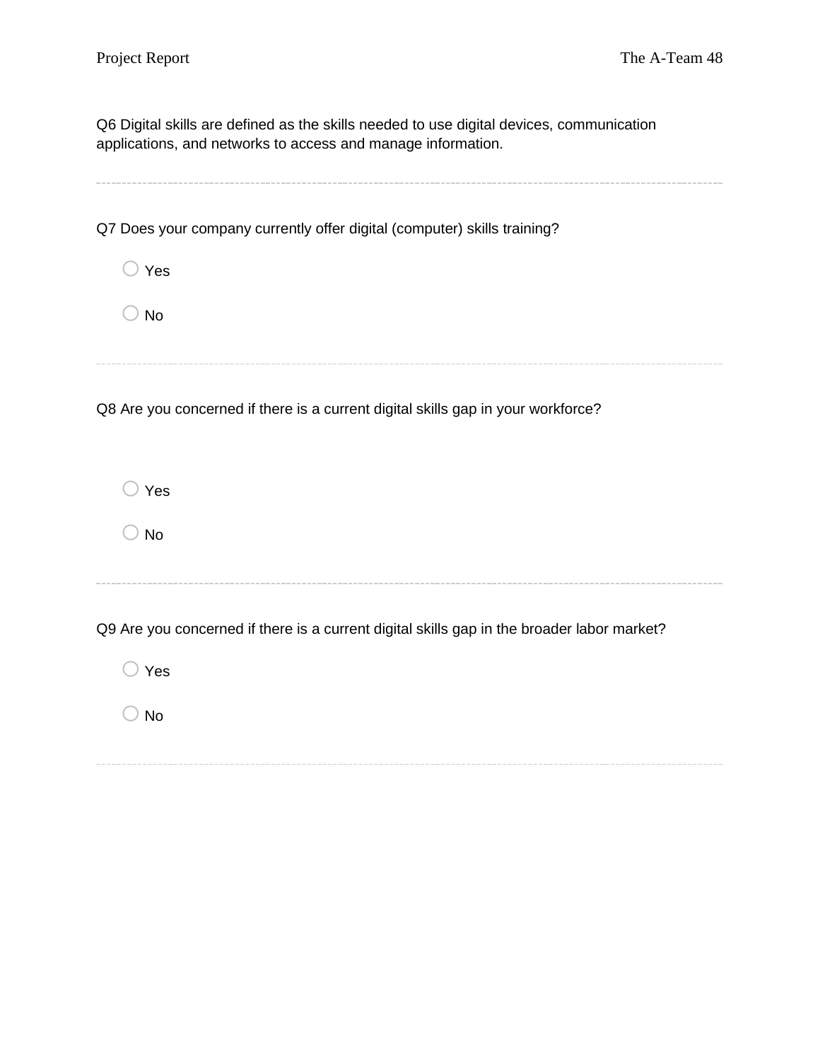Q6 Digital skills are defined as the skills needed to use digital devices, communication applications, and networks to access and manage information.

---

Q7 Does your company currently offer digital (computer) skills training?

- ○ Yes
- ○ No

---

Q8 Are you concerned if there is a current digital skills gap in your workforce?

- ○ Yes
- ○ No

---

Q9 Are you concerned if there is a current digital skills gap in the broader labor market?

- ○ Yes
- ○ No

---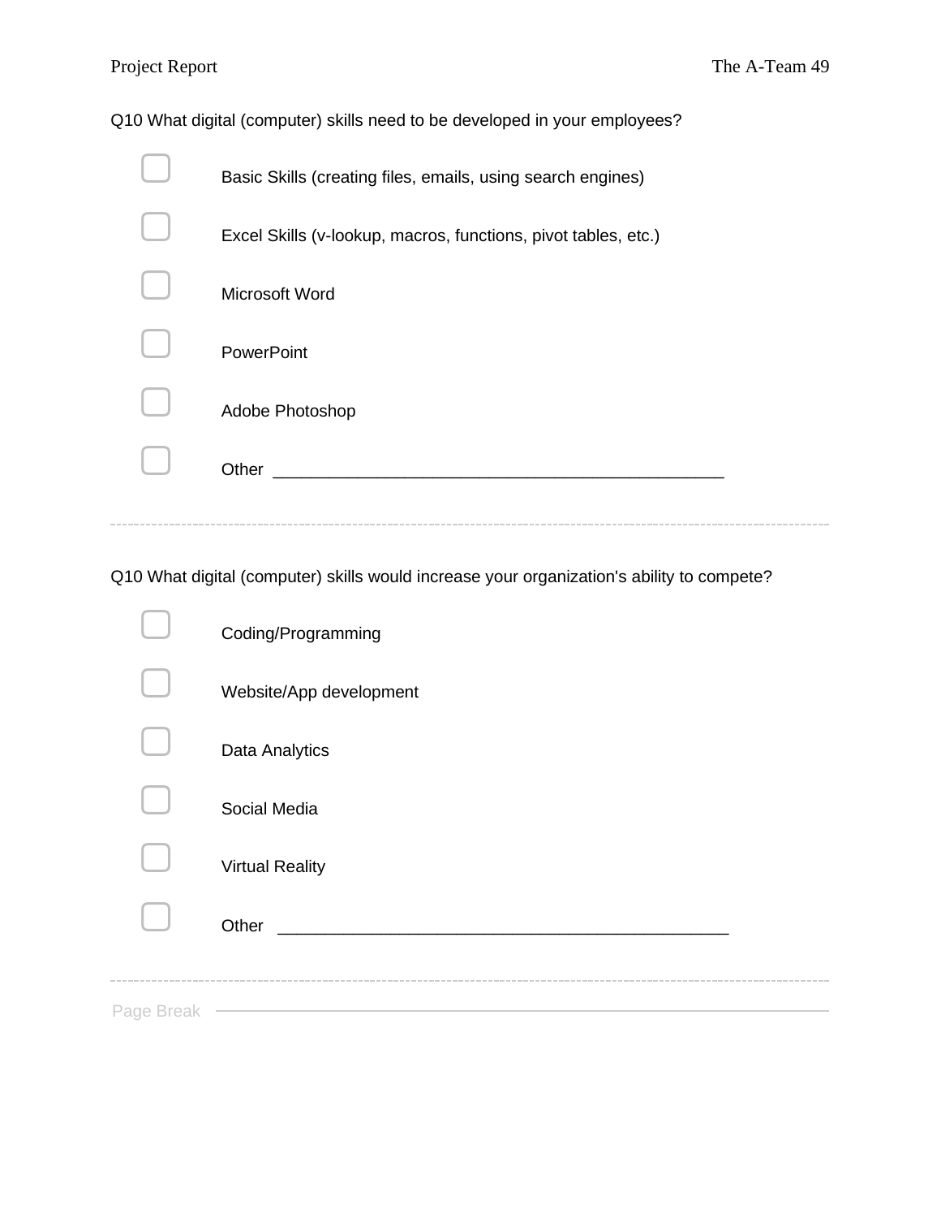Q10 What digital (computer) skills need to be developed in your employees?

- ☐ Basic Skills (creating files, emails, using search engines)
- ☐ Excel Skills (v-lookup, macros, functions, pivot tables, etc.)
- ☐ Microsoft Word
- ☐ PowerPoint
- ☐ Adobe Photoshop
- ☐ Other ________________________________________________

---

Q10 What digital (computer) skills would increase your organization's ability to compete?

- ☐ Coding/Programming
- ☐ Website/App development
- ☐ Data Analytics
- ☐ Social Media
- ☐ Virtual Reality
- ☐ Other ________________________________________________

---

Page Break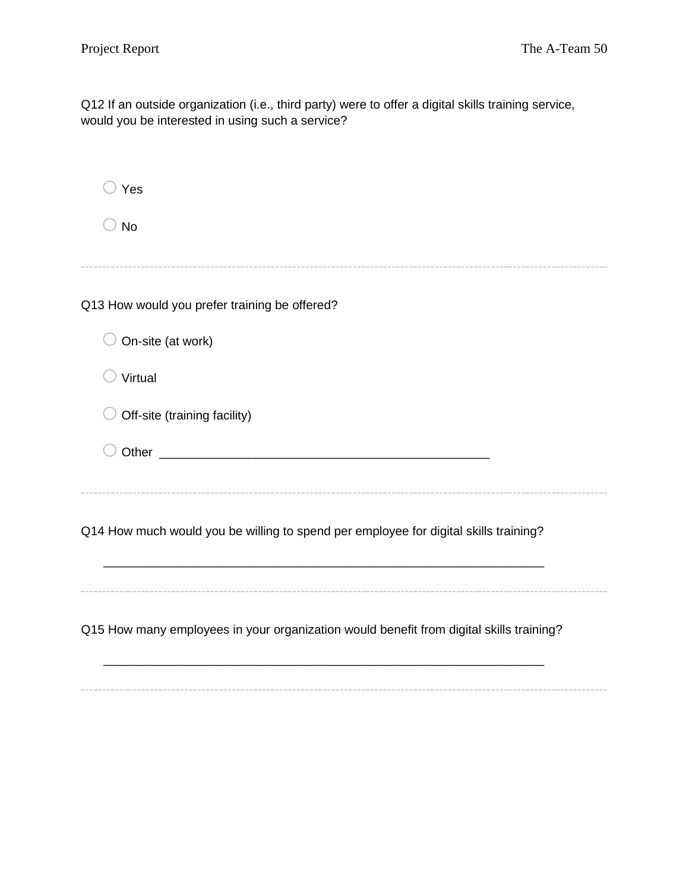Q12 If an outside organization (i.e., third party) were to offer a digital skills training service, would you be interested in using such a service?

- ○ Yes
- ○ No

---

Q13 How would you prefer training be offered?

- ○ On-site (at work)
- ○ Virtual
- ○ Off-site (training facility)
- ○ Other ________________________________________________

---

Q14 How much would you be willing to spend per employee for digital skills training?

________________________________________________________________

---

Q15 How many employees in your organization would benefit from digital skills training?

________________________________________________________________

---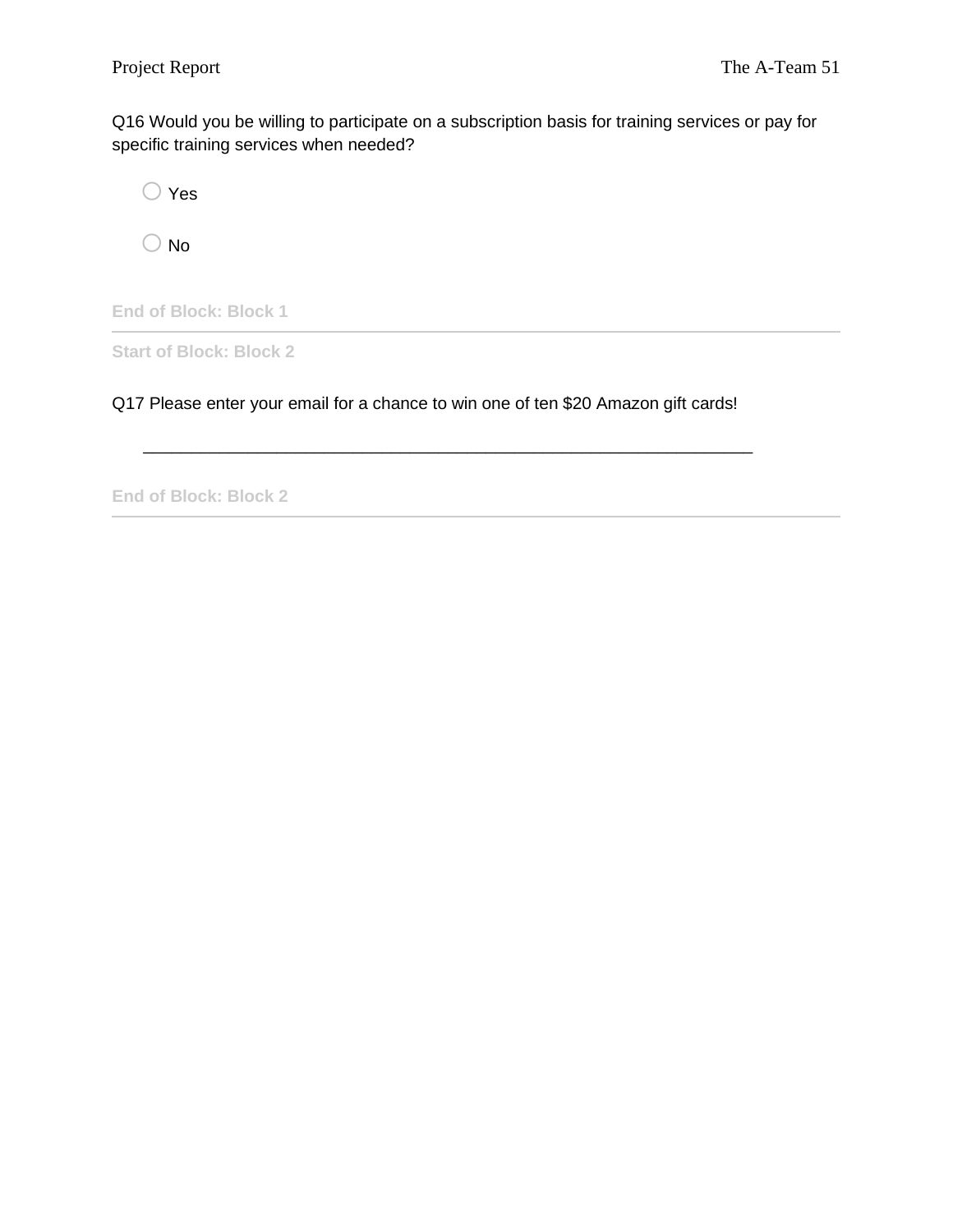Q16 Would you be willing to participate on a subscription basis for training services or pay for specific training services when needed?

- ○ Yes
- ○ No

**End of Block: Block 1**

---

**Start of Block: Block 2**

Q17 Please enter your email for a chance to win one of ten $20 Amazon gift cards!

________________________________________________________________

**End of Block: Block 2**

---